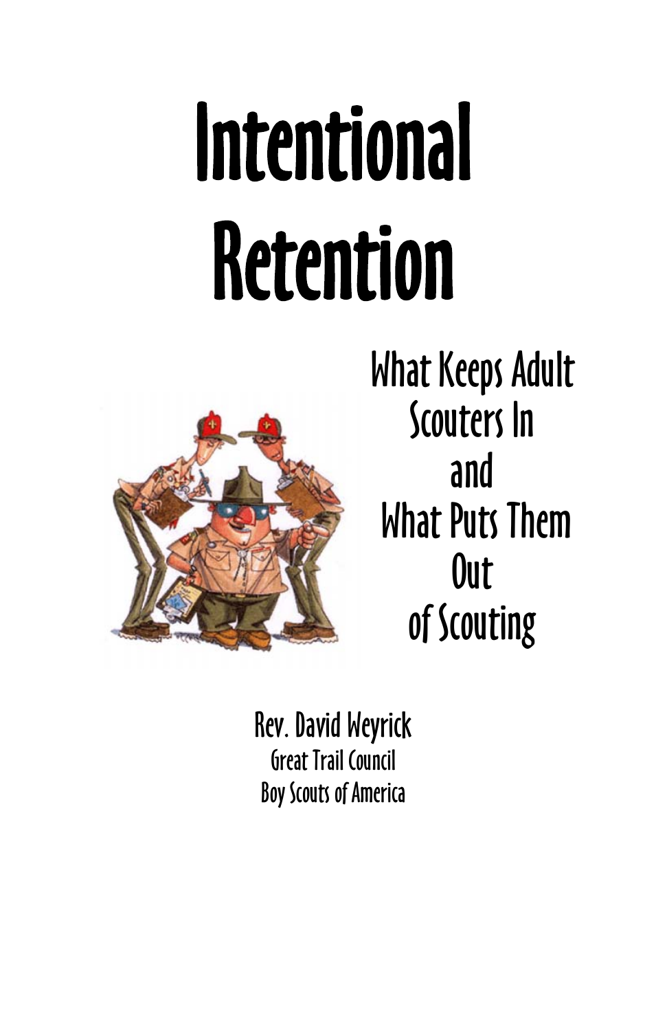# Intentional Retention

## What Keeps Adult Scouters In and What Puts Them Out of Scouting

Rev. David Weyrick

Great Trail Council

Boy Scouts of America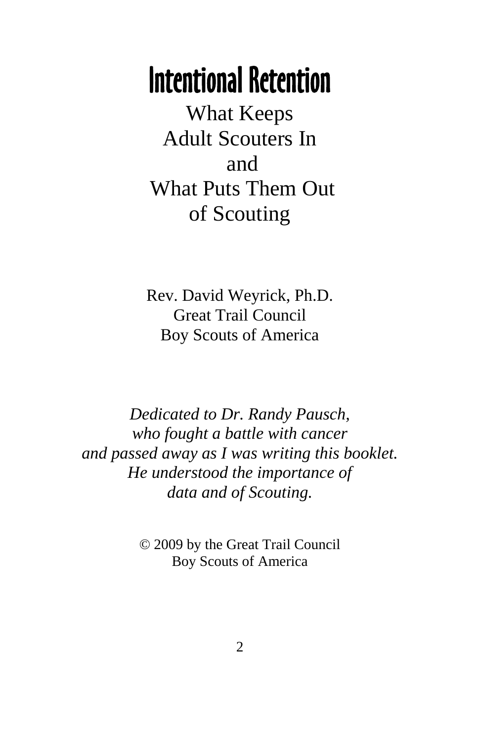# Intentional Retention

## What Keeps Adult Scouters In and What Puts Them Out of Scouting

Rev. David Weyrick, Ph.D.
Great Trail Council
Boy Scouts of America

*Dedicated to Dr. Randy Pausch,*
*who fought a battle with cancer*
*and passed away as I was writing this booklet.*
*He understood the importance of*
*data and of Scouting.*

© 2009 by the Great Trail Council
Boy Scouts of America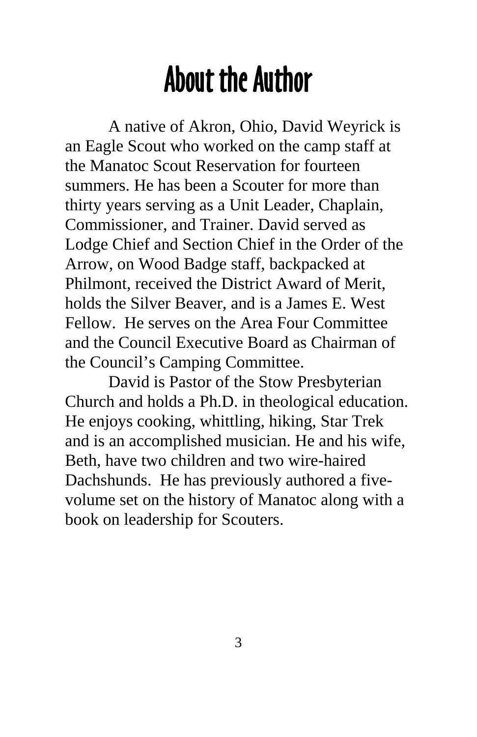# About the Author

A native of Akron, Ohio, David Weyrick is an Eagle Scout who worked on the camp staff at the Manatoc Scout Reservation for fourteen summers. He has been a Scouter for more than thirty years serving as a Unit Leader, Chaplain, Commissioner, and Trainer. David served as Lodge Chief and Section Chief in the Order of the Arrow, on Wood Badge staff, backpacked at Philmont, received the District Award of Merit, holds the Silver Beaver, and is a James E. West Fellow. He serves on the Area Four Committee and the Council Executive Board as Chairman of the Council's Camping Committee.

David is Pastor of the Stow Presbyterian Church and holds a Ph.D. in theological education. He enjoys cooking, whittling, hiking, Star Trek and is an accomplished musician. He and his wife, Beth, have two children and two wire-haired Dachshunds. He has previously authored a five-volume set on the history of Manatoc along with a book on leadership for Scouters.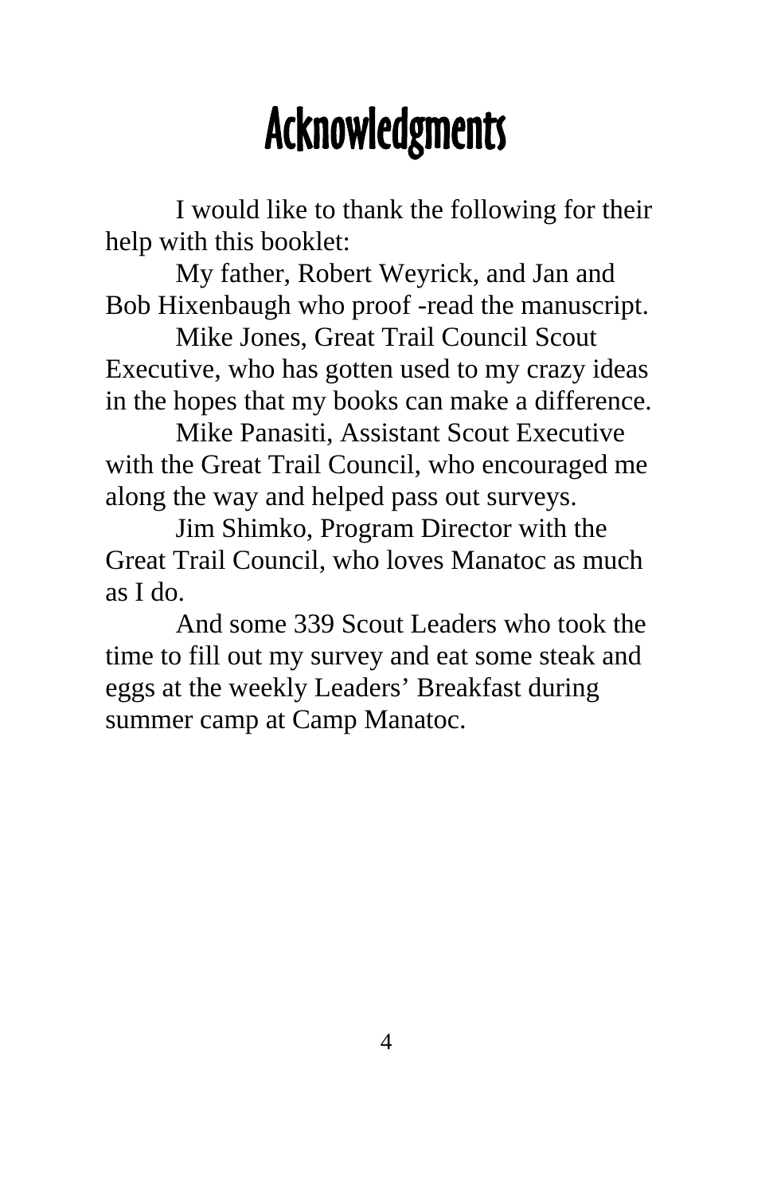# Acknowledgments

I would like to thank the following for their help with this booklet:

My father, Robert Weyrick, and Jan and Bob Hixenbaugh who proof -read the manuscript.

Mike Jones, Great Trail Council Scout Executive, who has gotten used to my crazy ideas in the hopes that my books can make a difference.

Mike Panasiti, Assistant Scout Executive with the Great Trail Council, who encouraged me along the way and helped pass out surveys.

Jim Shimko, Program Director with the Great Trail Council, who loves Manatoc as much as I do.

And some 339 Scout Leaders who took the time to fill out my survey and eat some steak and eggs at the weekly Leaders' Breakfast during summer camp at Camp Manatoc.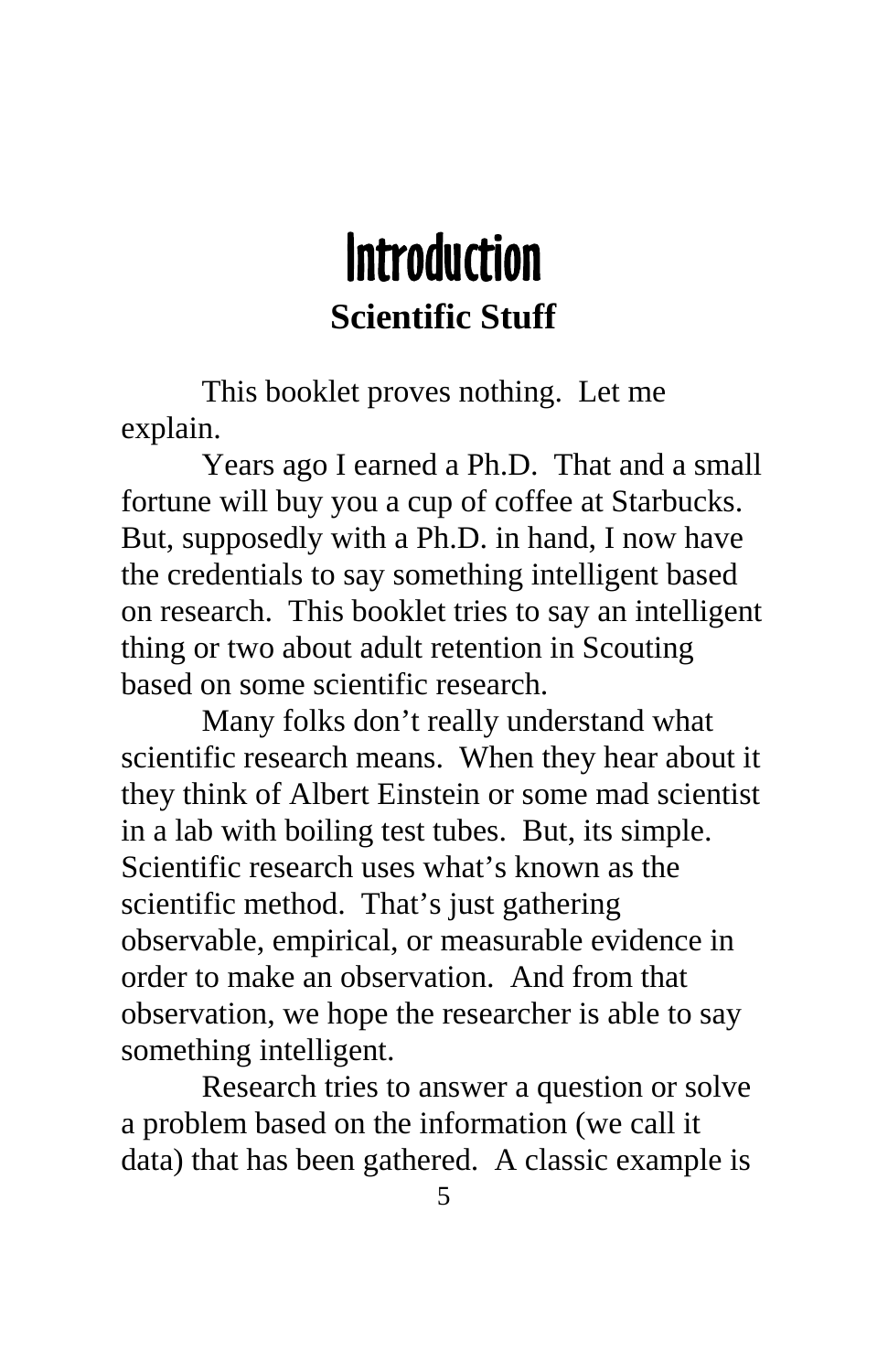# Introduction

## Scientific Stuff

This booklet proves nothing. Let me explain.

Years ago I earned a Ph.D. That and a small fortune will buy you a cup of coffee at Starbucks. But, supposedly with a Ph.D. in hand, I now have the credentials to say something intelligent based on research. This booklet tries to say an intelligent thing or two about adult retention in Scouting based on some scientific research.

Many folks don't really understand what scientific research means. When they hear about it they think of Albert Einstein or some mad scientist in a lab with boiling test tubes. But, its simple. Scientific research uses what's known as the scientific method. That's just gathering observable, empirical, or measurable evidence in order to make an observation. And from that observation, we hope the researcher is able to say something intelligent.

Research tries to answer a question or solve a problem based on the information (we call it data) that has been gathered. A classic example is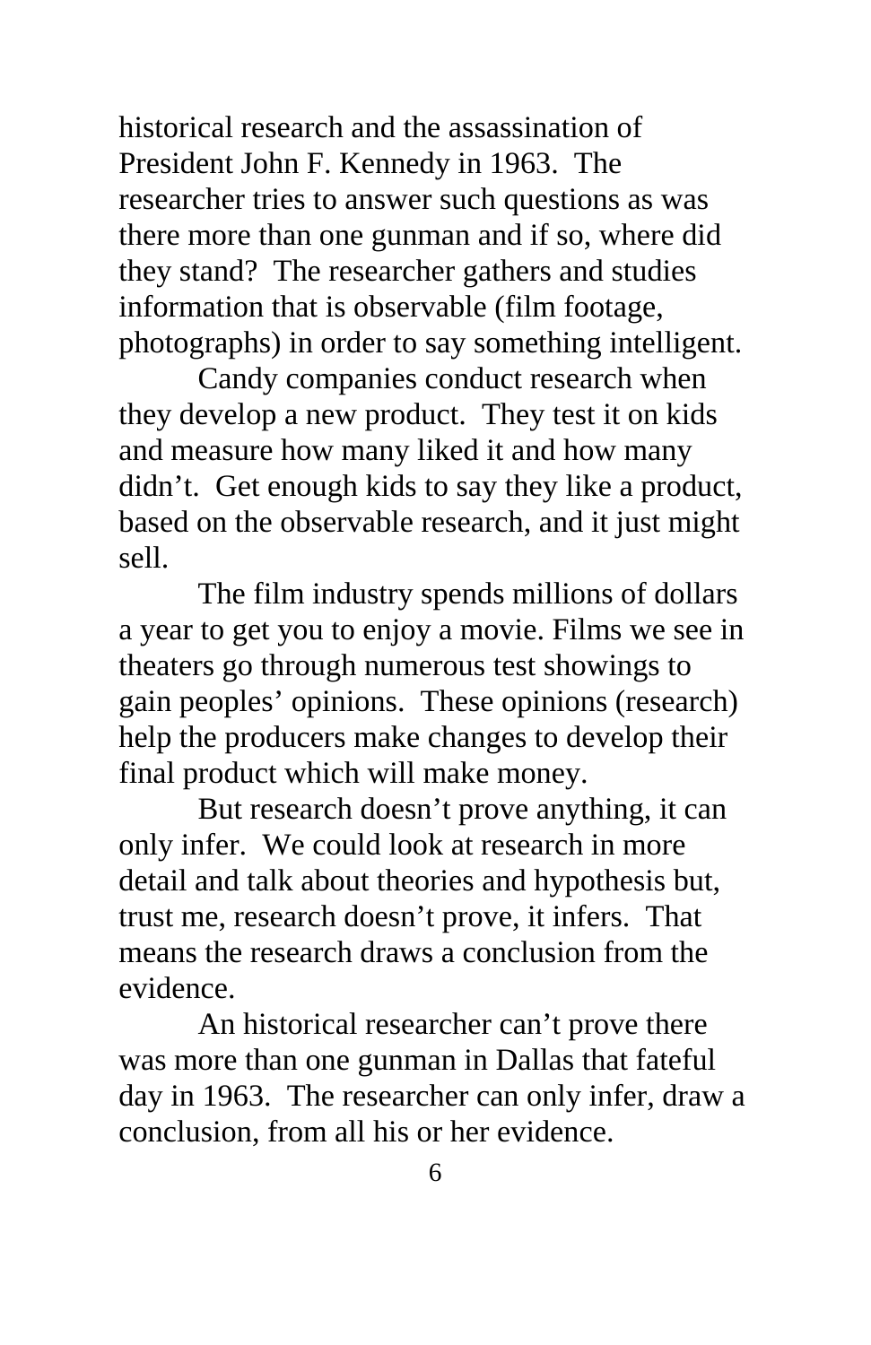historical research and the assassination of President John F. Kennedy in 1963. The researcher tries to answer such questions as was there more than one gunman and if so, where did they stand? The researcher gathers and studies information that is observable (film footage, photographs) in order to say something intelligent.

Candy companies conduct research when they develop a new product. They test it on kids and measure how many liked it and how many didn't. Get enough kids to say they like a product, based on the observable research, and it just might sell.

The film industry spends millions of dollars a year to get you to enjoy a movie. Films we see in theaters go through numerous test showings to gain peoples' opinions. These opinions (research) help the producers make changes to develop their final product which will make money.

But research doesn't prove anything, it can only infer. We could look at research in more detail and talk about theories and hypothesis but, trust me, research doesn't prove, it infers. That means the research draws a conclusion from the evidence.

An historical researcher can't prove there was more than one gunman in Dallas that fateful day in 1963. The researcher can only infer, draw a conclusion, from all his or her evidence.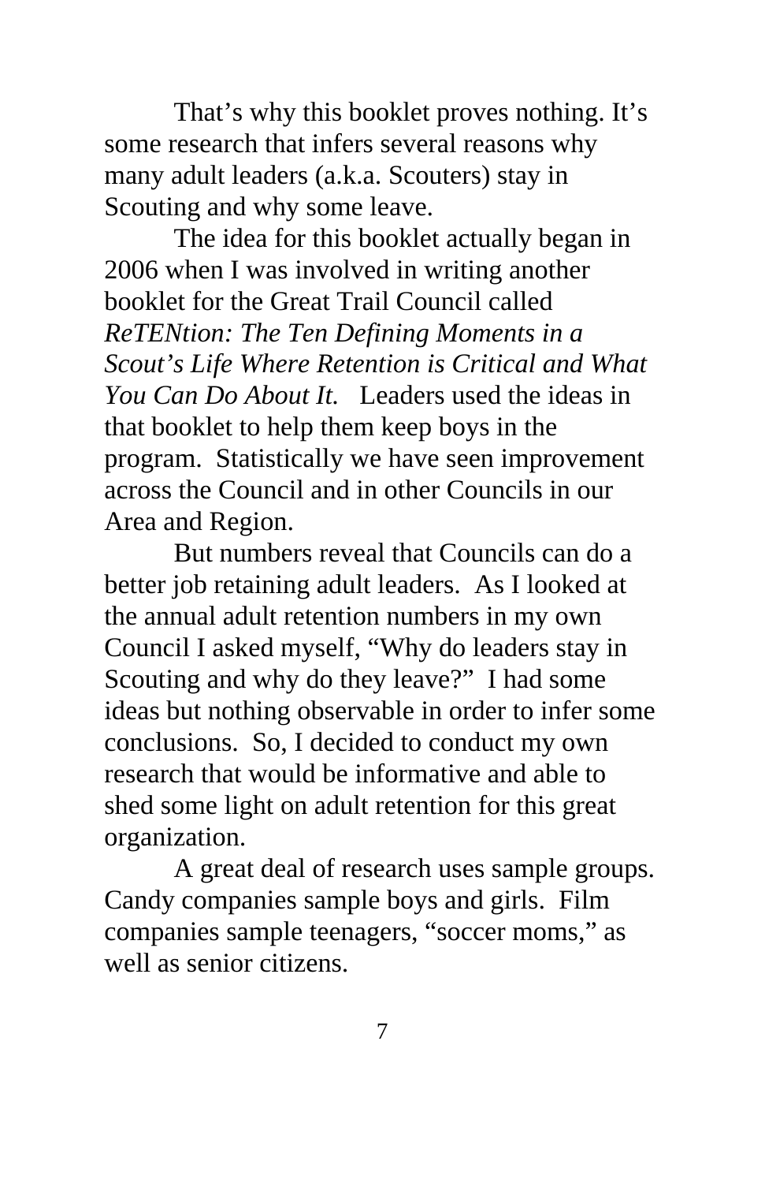That's why this booklet proves nothing. It's some research that infers several reasons why many adult leaders (a.k.a. Scouters) stay in Scouting and why some leave.

The idea for this booklet actually began in 2006 when I was involved in writing another booklet for the Great Trail Council called *ReTENtion: The Ten Defining Moments in a Scout's Life Where Retention is Critical and What You Can Do About It.* Leaders used the ideas in that booklet to help them keep boys in the program. Statistically we have seen improvement across the Council and in other Councils in our Area and Region.

But numbers reveal that Councils can do a better job retaining adult leaders. As I looked at the annual adult retention numbers in my own Council I asked myself, "Why do leaders stay in Scouting and why do they leave?" I had some ideas but nothing observable in order to infer some conclusions. So, I decided to conduct my own research that would be informative and able to shed some light on adult retention for this great organization.

A great deal of research uses sample groups. Candy companies sample boys and girls. Film companies sample teenagers, "soccer moms," as well as senior citizens.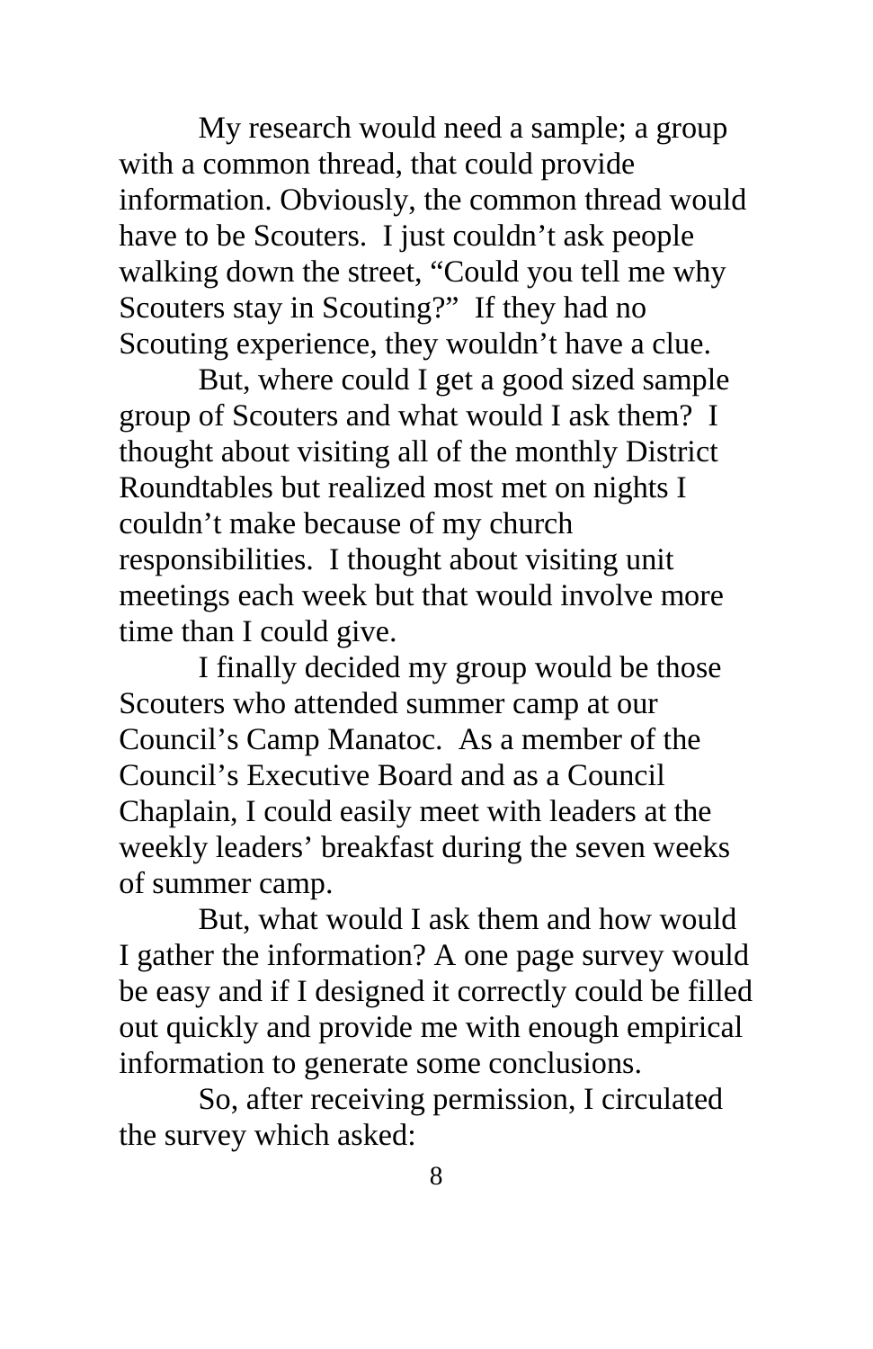My research would need a sample; a group with a common thread, that could provide information. Obviously, the common thread would have to be Scouters. I just couldn't ask people walking down the street, "Could you tell me why Scouters stay in Scouting?" If they had no Scouting experience, they wouldn't have a clue.

But, where could I get a good sized sample group of Scouters and what would I ask them? I thought about visiting all of the monthly District Roundtables but realized most met on nights I couldn't make because of my church responsibilities. I thought about visiting unit meetings each week but that would involve more time than I could give.

I finally decided my group would be those Scouters who attended summer camp at our Council's Camp Manatoc. As a member of the Council's Executive Board and as a Council Chaplain, I could easily meet with leaders at the weekly leaders' breakfast during the seven weeks of summer camp.

But, what would I ask them and how would I gather the information? A one page survey would be easy and if I designed it correctly could be filled out quickly and provide me with enough empirical information to generate some conclusions.

So, after receiving permission, I circulated the survey which asked: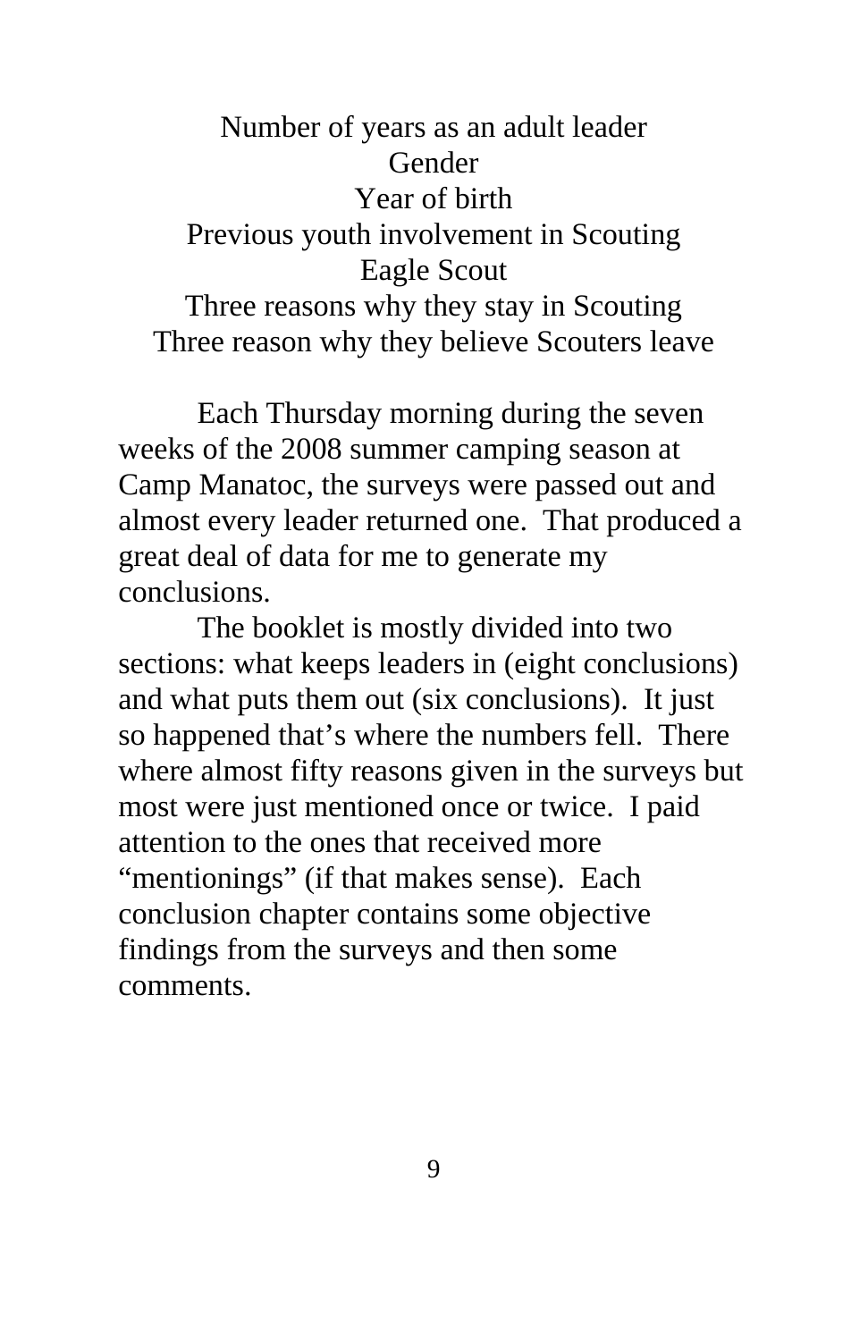Number of years as an adult leader
Gender
Year of birth
Previous youth involvement in Scouting
Eagle Scout
Three reasons why they stay in Scouting
Three reason why they believe Scouters leave

Each Thursday morning during the seven weeks of the 2008 summer camping season at Camp Manatoc, the surveys were passed out and almost every leader returned one. That produced a great deal of data for me to generate my conclusions.

The booklet is mostly divided into two sections: what keeps leaders in (eight conclusions) and what puts them out (six conclusions). It just so happened that's where the numbers fell. There where almost fifty reasons given in the surveys but most were just mentioned once or twice. I paid attention to the ones that received more "mentionings" (if that makes sense). Each conclusion chapter contains some objective findings from the surveys and then some comments.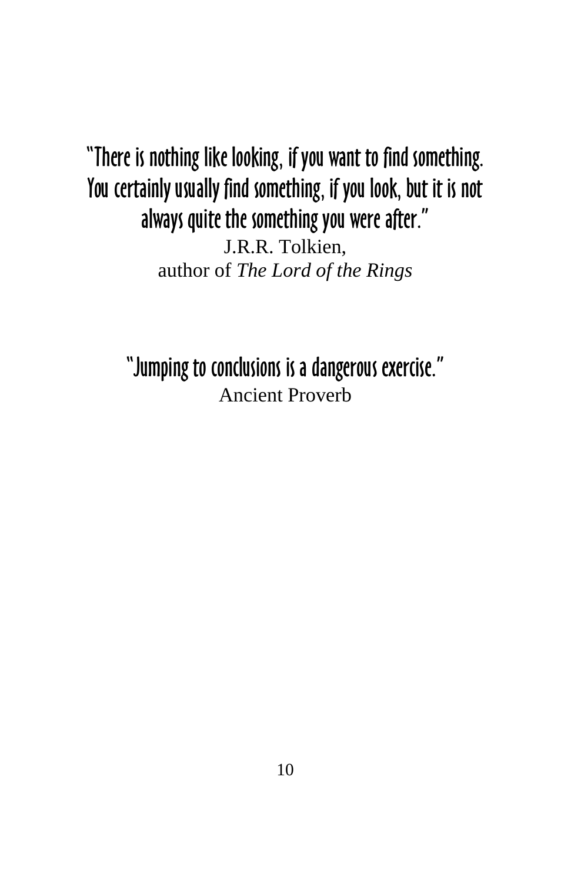"There is nothing like looking, if you want to find something. You certainly usually find something, if you look, but it is not always quite the something you were after."

J.R.R. Tolkien,  
author of *The Lord of the Rings*

"Jumping to conclusions is a dangerous exercise."

Ancient Proverb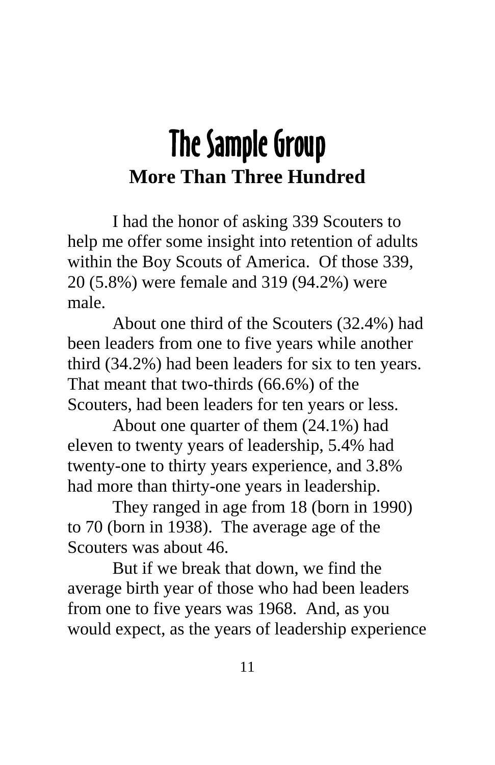# The Sample Group

## More Than Three Hundred

I had the honor of asking 339 Scouters to help me offer some insight into retention of adults within the Boy Scouts of America. Of those 339, 20 (5.8%) were female and 319 (94.2%) were male.

About one third of the Scouters (32.4%) had been leaders from one to five years while another third (34.2%) had been leaders for six to ten years. That meant that two-thirds (66.6%) of the Scouters, had been leaders for ten years or less.

About one quarter of them (24.1%) had eleven to twenty years of leadership, 5.4% had twenty-one to thirty years experience, and 3.8% had more than thirty-one years in leadership.

They ranged in age from 18 (born in 1990) to 70 (born in 1938). The average age of the Scouters was about 46.

But if we break that down, we find the average birth year of those who had been leaders from one to five years was 1968. And, as you would expect, as the years of leadership experience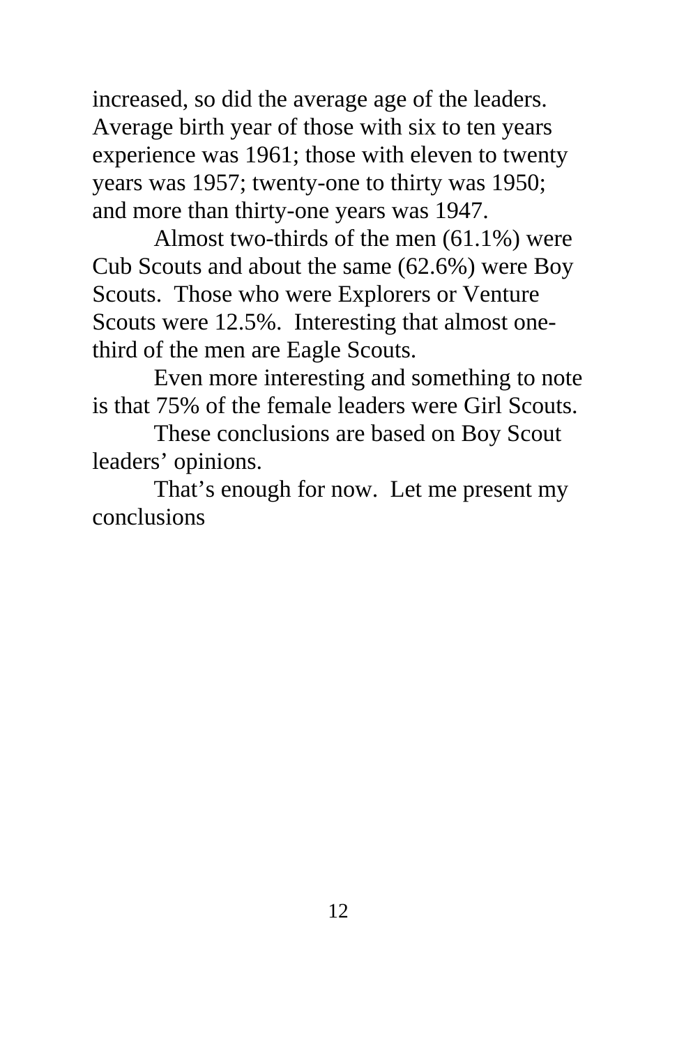increased, so did the average age of the leaders. Average birth year of those with six to ten years experience was 1961; those with eleven to twenty years was 1957; twenty-one to thirty was 1950; and more than thirty-one years was 1947.

Almost two-thirds of the men (61.1%) were Cub Scouts and about the same (62.6%) were Boy Scouts. Those who were Explorers or Venture Scouts were 12.5%. Interesting that almost one-third of the men are Eagle Scouts.

Even more interesting and something to note is that 75% of the female leaders were Girl Scouts.

These conclusions are based on Boy Scout leaders' opinions.

That's enough for now. Let me present my conclusions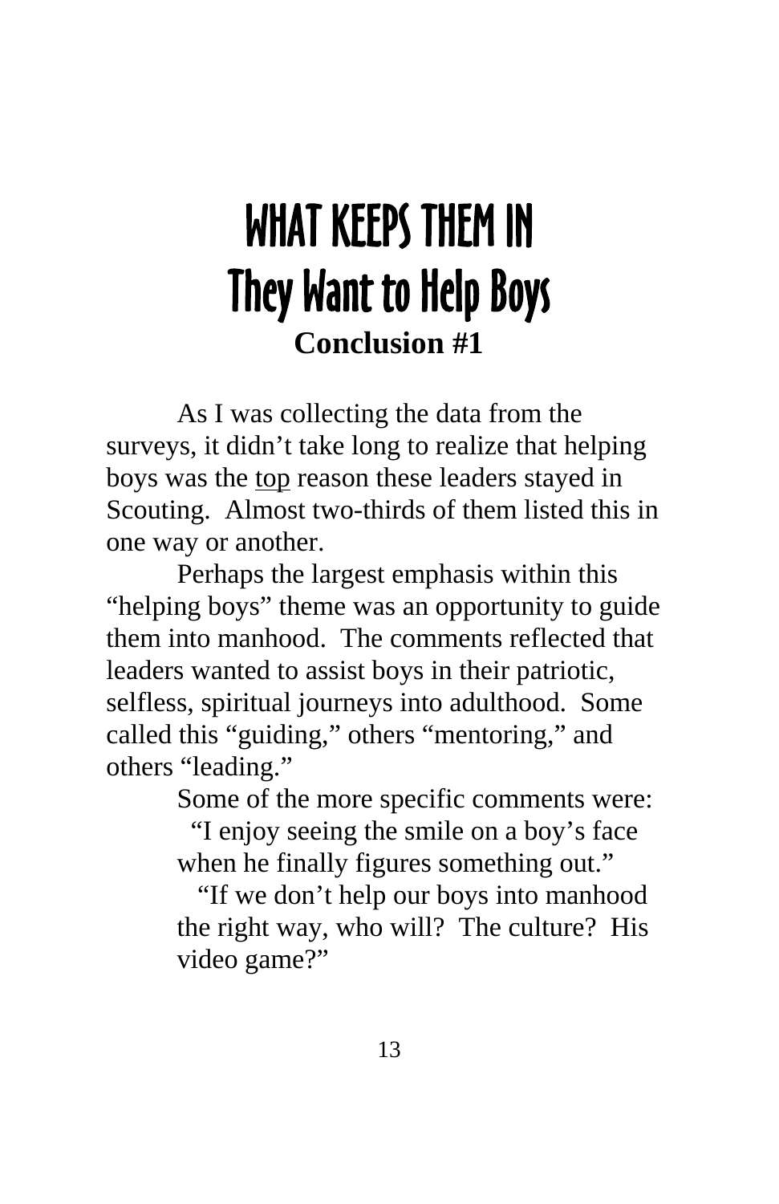# WHAT KEEPS THEM IN
# They Want to Help Boys

**Conclusion #1**

As I was collecting the data from the surveys, it didn't take long to realize that helping boys was the <u>top</u> reason these leaders stayed in Scouting. Almost two-thirds of them listed this in one way or another.

Perhaps the largest emphasis within this "helping boys" theme was an opportunity to guide them into manhood. The comments reflected that leaders wanted to assist boys in their patriotic, selfless, spiritual journeys into adulthood. Some called this "guiding," others "mentoring," and others "leading."

Some of the more specific comments were:

> "I enjoy seeing the smile on a boy's face when he finally figures something out."
>
> "If we don't help our boys into manhood the right way, who will? The culture? His video game?"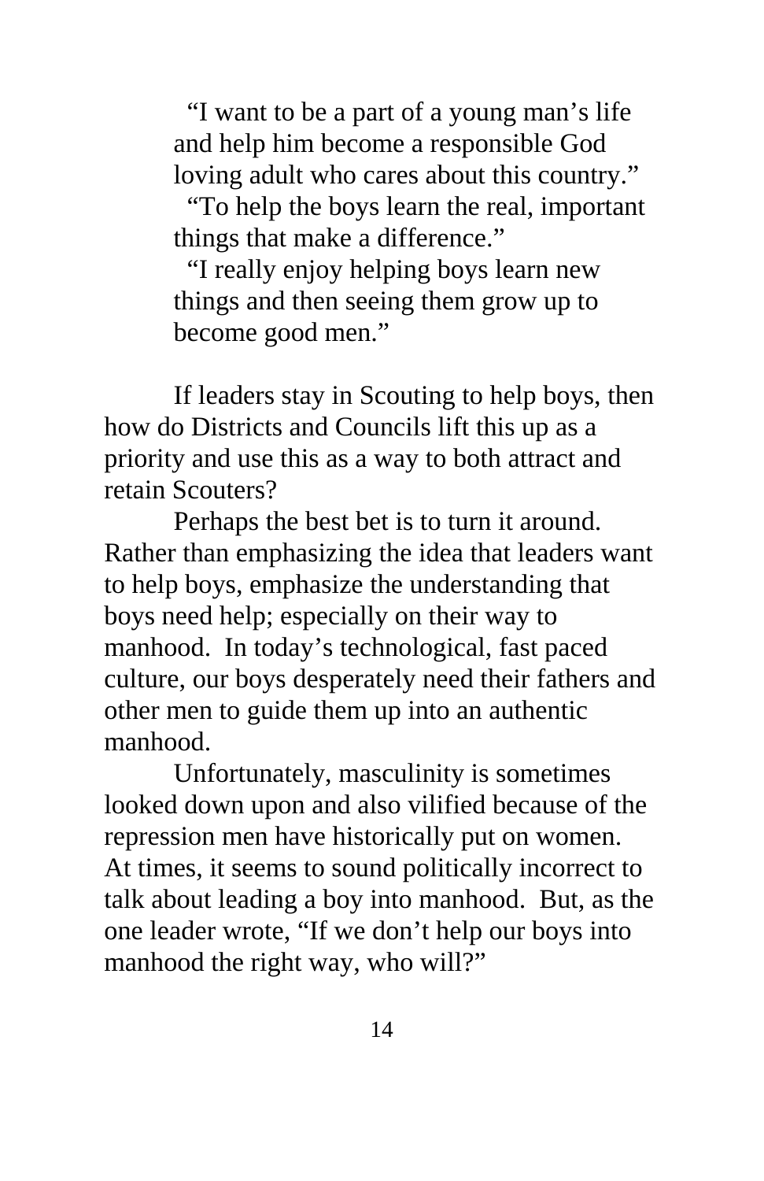> "I want to be a part of a young man's life and help him become a responsible God loving adult who cares about this country."
>
> "To help the boys learn the real, important things that make a difference."
>
> "I really enjoy helping boys learn new things and then seeing them grow up to become good men."

If leaders stay in Scouting to help boys, then how do Districts and Councils lift this up as a priority and use this as a way to both attract and retain Scouters?

Perhaps the best bet is to turn it around. Rather than emphasizing the idea that leaders want to help boys, emphasize the understanding that boys need help; especially on their way to manhood. In today's technological, fast paced culture, our boys desperately need their fathers and other men to guide them up into an authentic manhood.

Unfortunately, masculinity is sometimes looked down upon and also vilified because of the repression men have historically put on women. At times, it seems to sound politically incorrect to talk about leading a boy into manhood. But, as the one leader wrote, "If we don't help our boys into manhood the right way, who will?"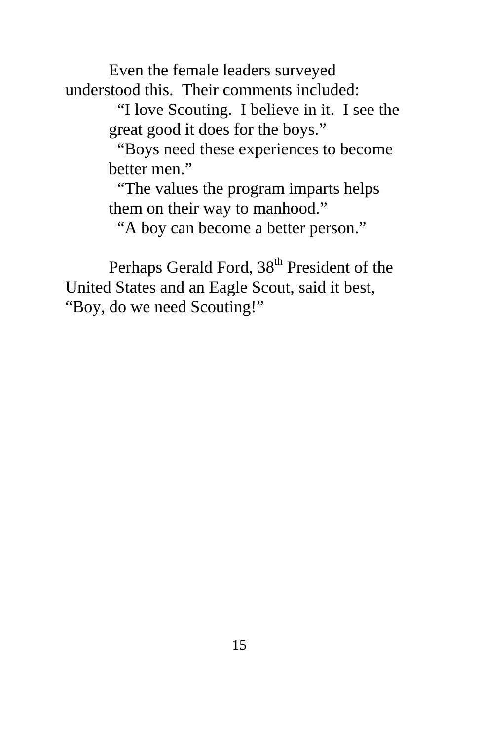Even the female leaders surveyed understood this. Their comments included:

> "I love Scouting. I believe in it. I see the great good it does for the boys."
>
> "Boys need these experiences to become better men."
>
> "The values the program imparts helps them on their way to manhood."
>
> "A boy can become a better person."

Perhaps Gerald Ford, 38th President of the United States and an Eagle Scout, said it best, "Boy, do we need Scouting!"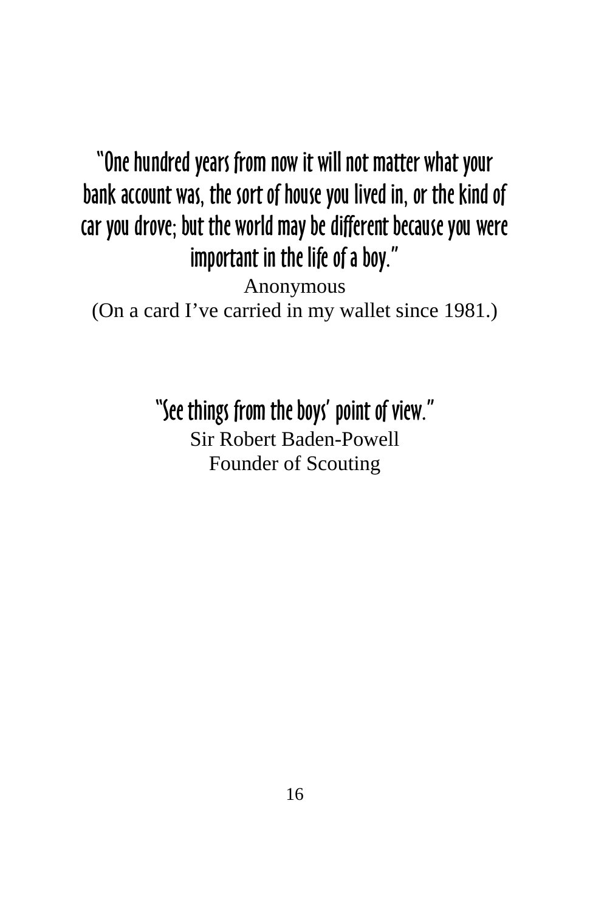**"One hundred years from now it will not matter what your bank account was, the sort of house you lived in, or the kind of car you drove; but the world may be different because you were important in the life of a boy."**

Anonymous
(On a card I've carried in my wallet since 1981.)

**"See things from the boys' point of view."**

Sir Robert Baden-Powell
Founder of Scouting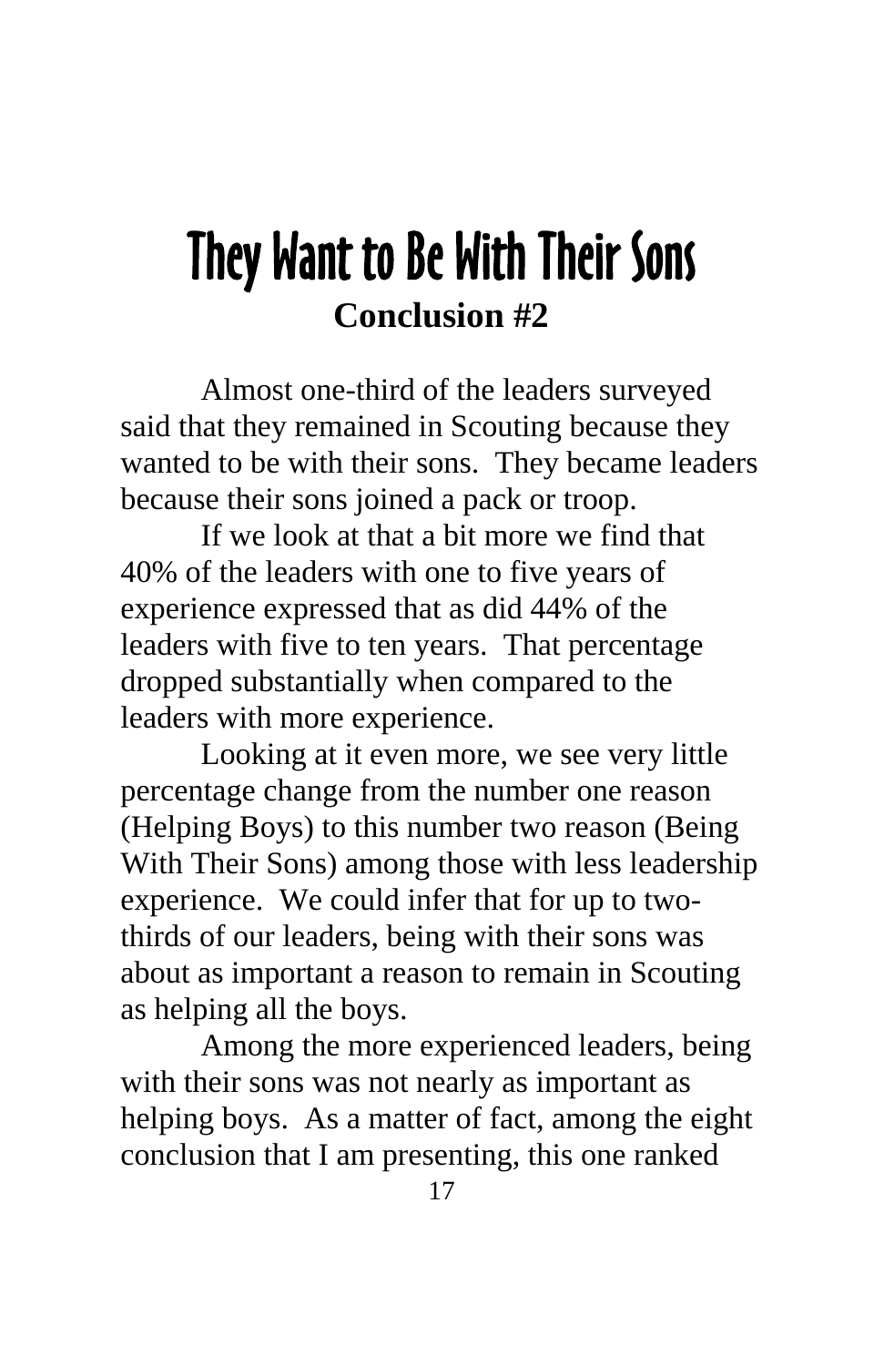# They Want to Be With Their Sons

**Conclusion #2**

Almost one-third of the leaders surveyed said that they remained in Scouting because they wanted to be with their sons. They became leaders because their sons joined a pack or troop.

If we look at that a bit more we find that 40% of the leaders with one to five years of experience expressed that as did 44% of the leaders with five to ten years. That percentage dropped substantially when compared to the leaders with more experience.

Looking at it even more, we see very little percentage change from the number one reason (Helping Boys) to this number two reason (Being With Their Sons) among those with less leadership experience. We could infer that for up to two-thirds of our leaders, being with their sons was about as important a reason to remain in Scouting as helping all the boys.

Among the more experienced leaders, being with their sons was not nearly as important as helping boys. As a matter of fact, among the eight conclusion that I am presenting, this one ranked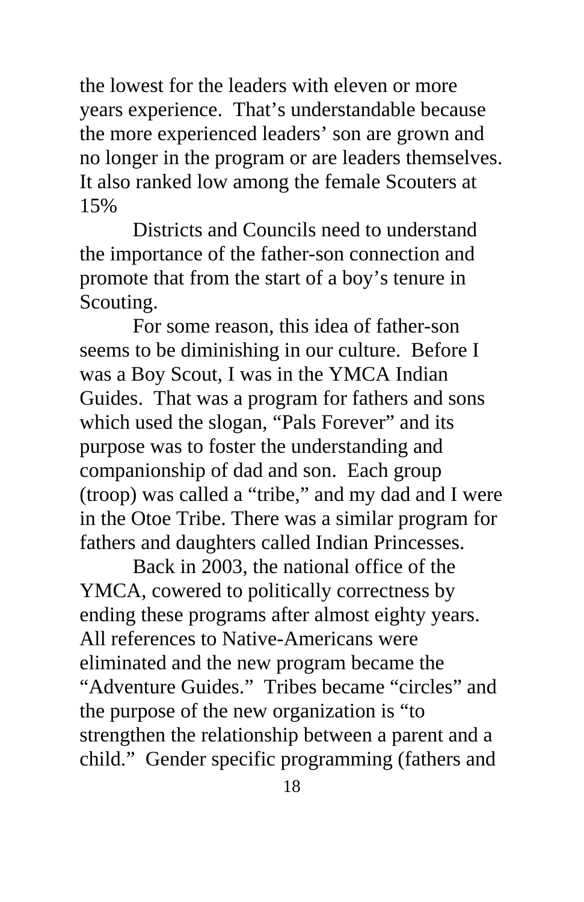the lowest for the leaders with eleven or more years experience. That's understandable because the more experienced leaders' son are grown and no longer in the program or are leaders themselves. It also ranked low among the female Scouters at 15%

Districts and Councils need to understand the importance of the father-son connection and promote that from the start of a boy's tenure in Scouting.

For some reason, this idea of father-son seems to be diminishing in our culture. Before I was a Boy Scout, I was in the YMCA Indian Guides. That was a program for fathers and sons which used the slogan, "Pals Forever" and its purpose was to foster the understanding and companionship of dad and son. Each group (troop) was called a "tribe," and my dad and I were in the Otoe Tribe. There was a similar program for fathers and daughters called Indian Princesses.

Back in 2003, the national office of the YMCA, cowered to politically correctness by ending these programs after almost eighty years. All references to Native-Americans were eliminated and the new program became the "Adventure Guides." Tribes became "circles" and the purpose of the new organization is "to strengthen the relationship between a parent and a child." Gender specific programming (fathers and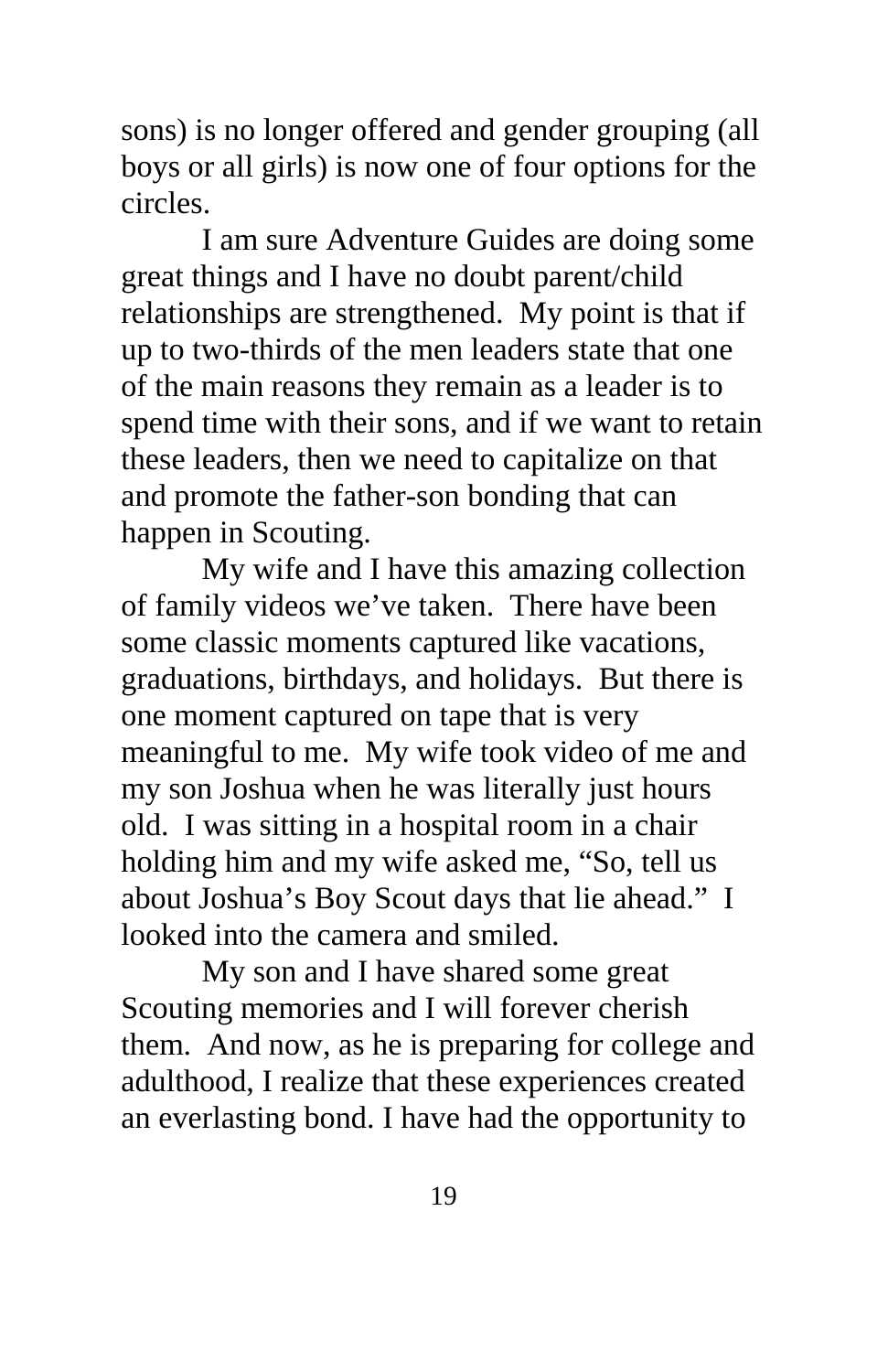sons) is no longer offered and gender grouping (all boys or all girls) is now one of four options for the circles.

I am sure Adventure Guides are doing some great things and I have no doubt parent/child relationships are strengthened. My point is that if up to two-thirds of the men leaders state that one of the main reasons they remain as a leader is to spend time with their sons, and if we want to retain these leaders, then we need to capitalize on that and promote the father-son bonding that can happen in Scouting.

My wife and I have this amazing collection of family videos we've taken. There have been some classic moments captured like vacations, graduations, birthdays, and holidays. But there is one moment captured on tape that is very meaningful to me. My wife took video of me and my son Joshua when he was literally just hours old. I was sitting in a hospital room in a chair holding him and my wife asked me, "So, tell us about Joshua's Boy Scout days that lie ahead." I looked into the camera and smiled.

My son and I have shared some great Scouting memories and I will forever cherish them. And now, as he is preparing for college and adulthood, I realize that these experiences created an everlasting bond. I have had the opportunity to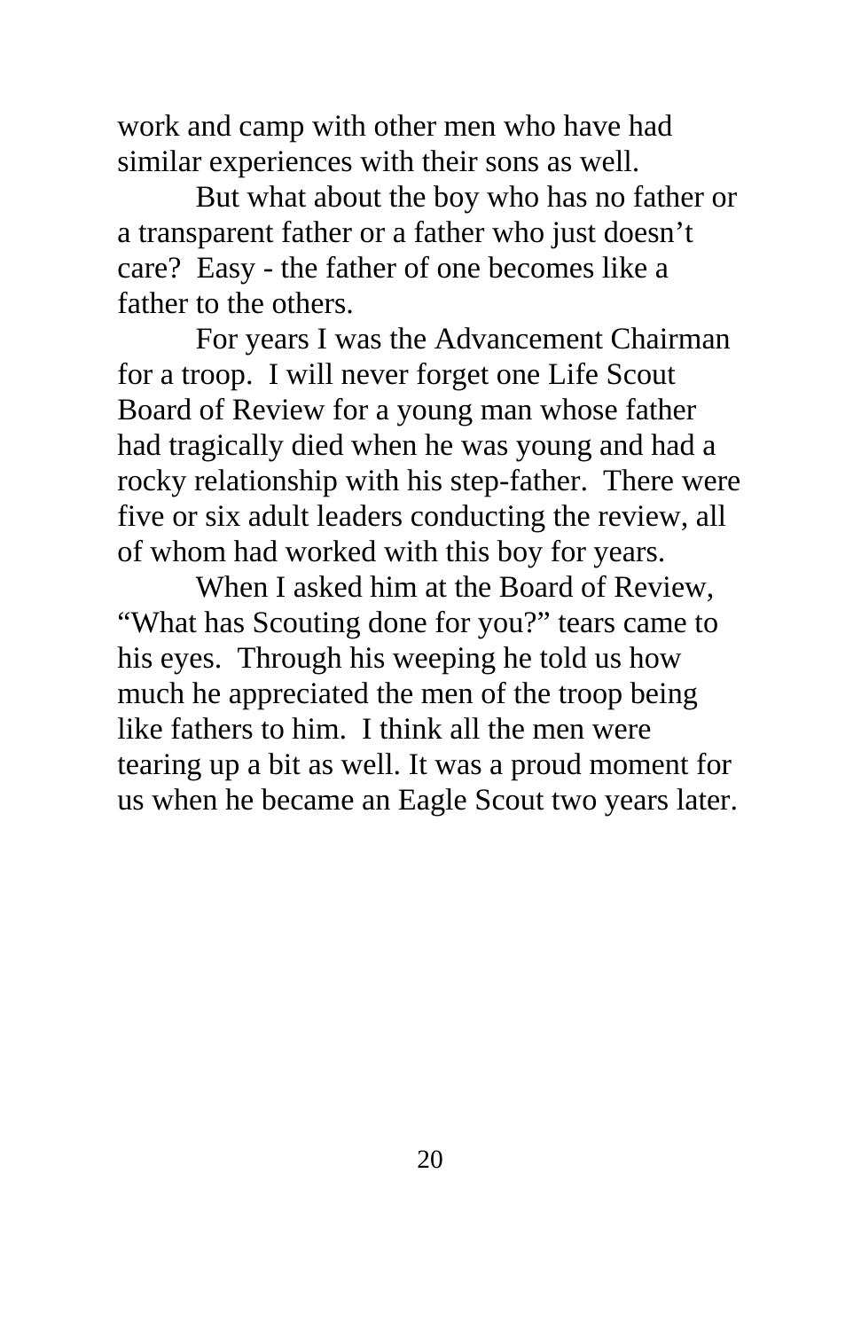work and camp with other men who have had similar experiences with their sons as well.

But what about the boy who has no father or a transparent father or a father who just doesn't care? Easy - the father of one becomes like a father to the others.

For years I was the Advancement Chairman for a troop. I will never forget one Life Scout Board of Review for a young man whose father had tragically died when he was young and had a rocky relationship with his step-father. There were five or six adult leaders conducting the review, all of whom had worked with this boy for years.

When I asked him at the Board of Review, "What has Scouting done for you?" tears came to his eyes. Through his weeping he told us how much he appreciated the men of the troop being like fathers to him. I think all the men were tearing up a bit as well. It was a proud moment for us when he became an Eagle Scout two years later.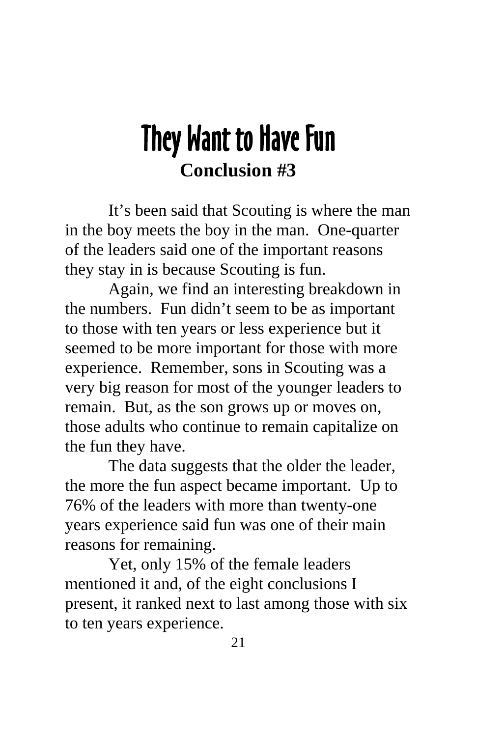# They Want to Have Fun

**Conclusion #3**

It's been said that Scouting is where the man in the boy meets the boy in the man. One-quarter of the leaders said one of the important reasons they stay in is because Scouting is fun.

Again, we find an interesting breakdown in the numbers. Fun didn't seem to be as important to those with ten years or less experience but it seemed to be more important for those with more experience. Remember, sons in Scouting was a very big reason for most of the younger leaders to remain. But, as the son grows up or moves on, those adults who continue to remain capitalize on the fun they have.

The data suggests that the older the leader, the more the fun aspect became important. Up to 76% of the leaders with more than twenty-one years experience said fun was one of their main reasons for remaining.

Yet, only 15% of the female leaders mentioned it and, of the eight conclusions I present, it ranked next to last among those with six to ten years experience.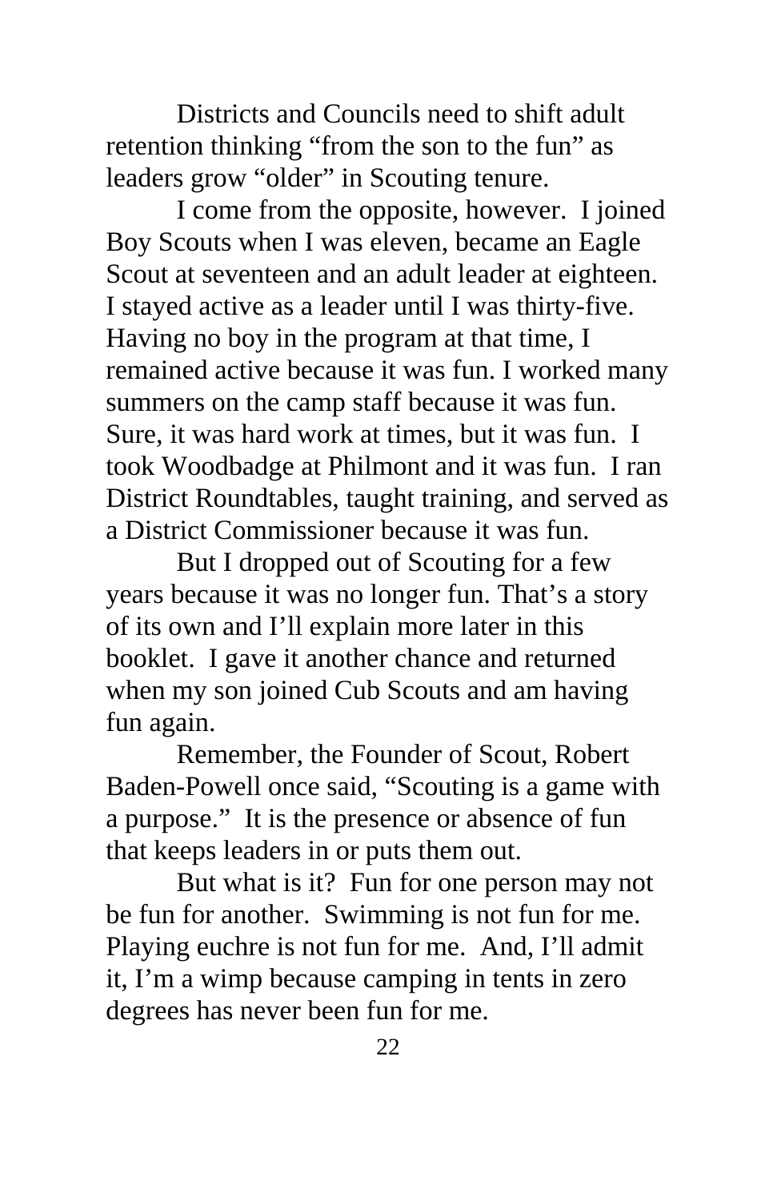Districts and Councils need to shift adult retention thinking “from the son to the fun” as leaders grow “older” in Scouting tenure.

I come from the opposite, however. I joined Boy Scouts when I was eleven, became an Eagle Scout at seventeen and an adult leader at eighteen. I stayed active as a leader until I was thirty-five. Having no boy in the program at that time, I remained active because it was fun. I worked many summers on the camp staff because it was fun. Sure, it was hard work at times, but it was fun. I took Woodbadge at Philmont and it was fun. I ran District Roundtables, taught training, and served as a District Commissioner because it was fun.

But I dropped out of Scouting for a few years because it was no longer fun. That’s a story of its own and I’ll explain more later in this booklet. I gave it another chance and returned when my son joined Cub Scouts and am having fun again.

Remember, the Founder of Scout, Robert Baden-Powell once said, “Scouting is a game with a purpose.” It is the presence or absence of fun that keeps leaders in or puts them out.

But what is it? Fun for one person may not be fun for another. Swimming is not fun for me. Playing euchre is not fun for me. And, I’ll admit it, I’m a wimp because camping in tents in zero degrees has never been fun for me.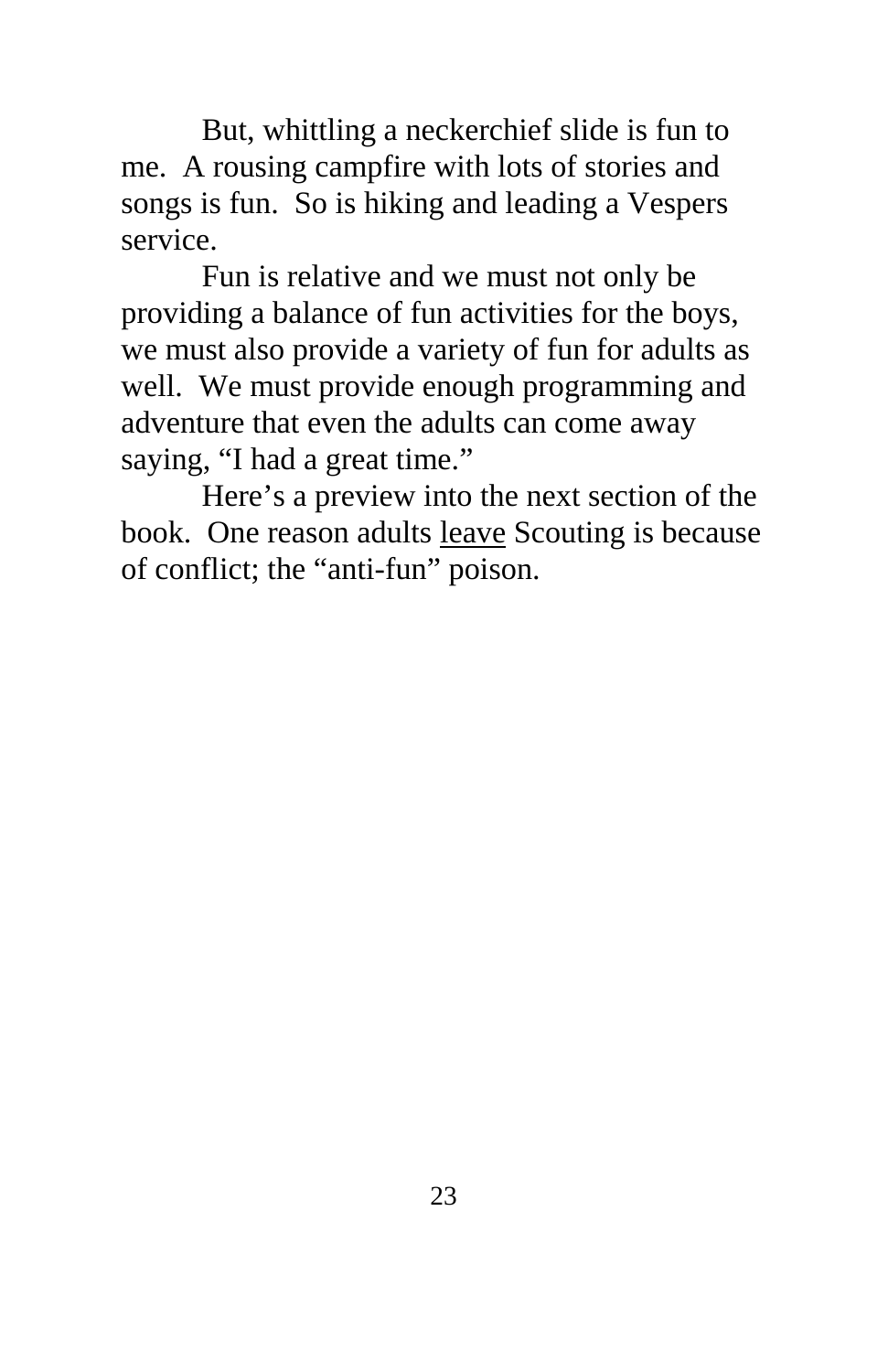But, whittling a neckerchief slide is fun to me. A rousing campfire with lots of stories and songs is fun. So is hiking and leading a Vespers service.

Fun is relative and we must not only be providing a balance of fun activities for the boys, we must also provide a variety of fun for adults as well. We must provide enough programming and adventure that even the adults can come away saying, "I had a great time."

Here's a preview into the next section of the book. One reason adults <u>leave</u> Scouting is because of conflict; the "anti-fun" poison.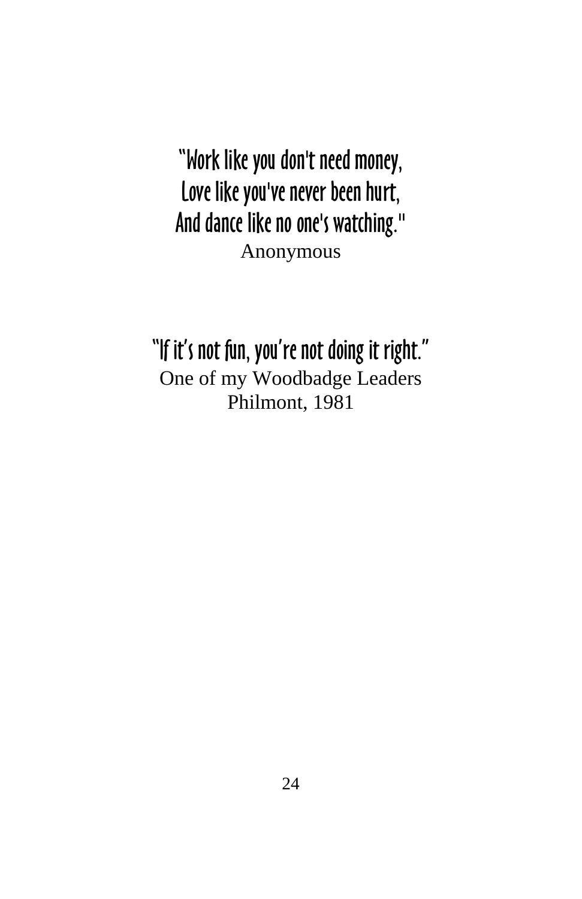"Work like you don't need money,
Love like you've never been hurt,
And dance like no one's watching."
Anonymous

"If it's not fun, you're not doing it right."
One of my Woodbadge Leaders
Philmont, 1981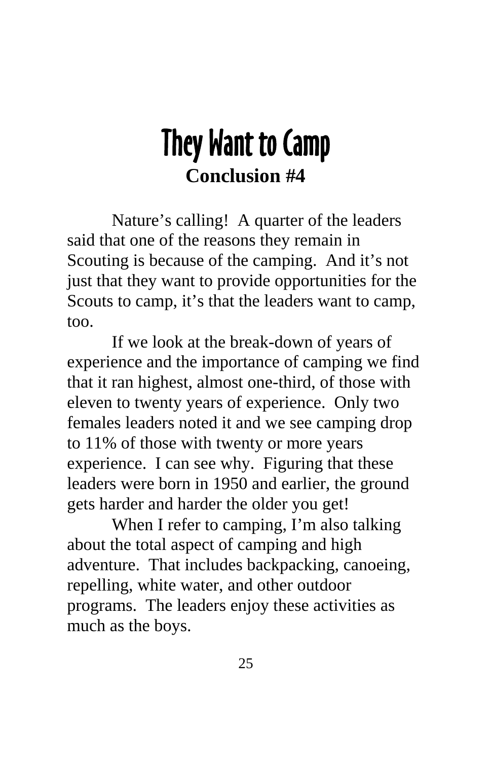# They Want to Camp

## Conclusion #4

Nature's calling! A quarter of the leaders said that one of the reasons they remain in Scouting is because of the camping. And it's not just that they want to provide opportunities for the Scouts to camp, it's that the leaders want to camp, too.

If we look at the break-down of years of experience and the importance of camping we find that it ran highest, almost one-third, of those with eleven to twenty years of experience. Only two females leaders noted it and we see camping drop to 11% of those with twenty or more years experience. I can see why. Figuring that these leaders were born in 1950 and earlier, the ground gets harder and harder the older you get!

When I refer to camping, I'm also talking about the total aspect of camping and high adventure. That includes backpacking, canoeing, repelling, white water, and other outdoor programs. The leaders enjoy these activities as much as the boys.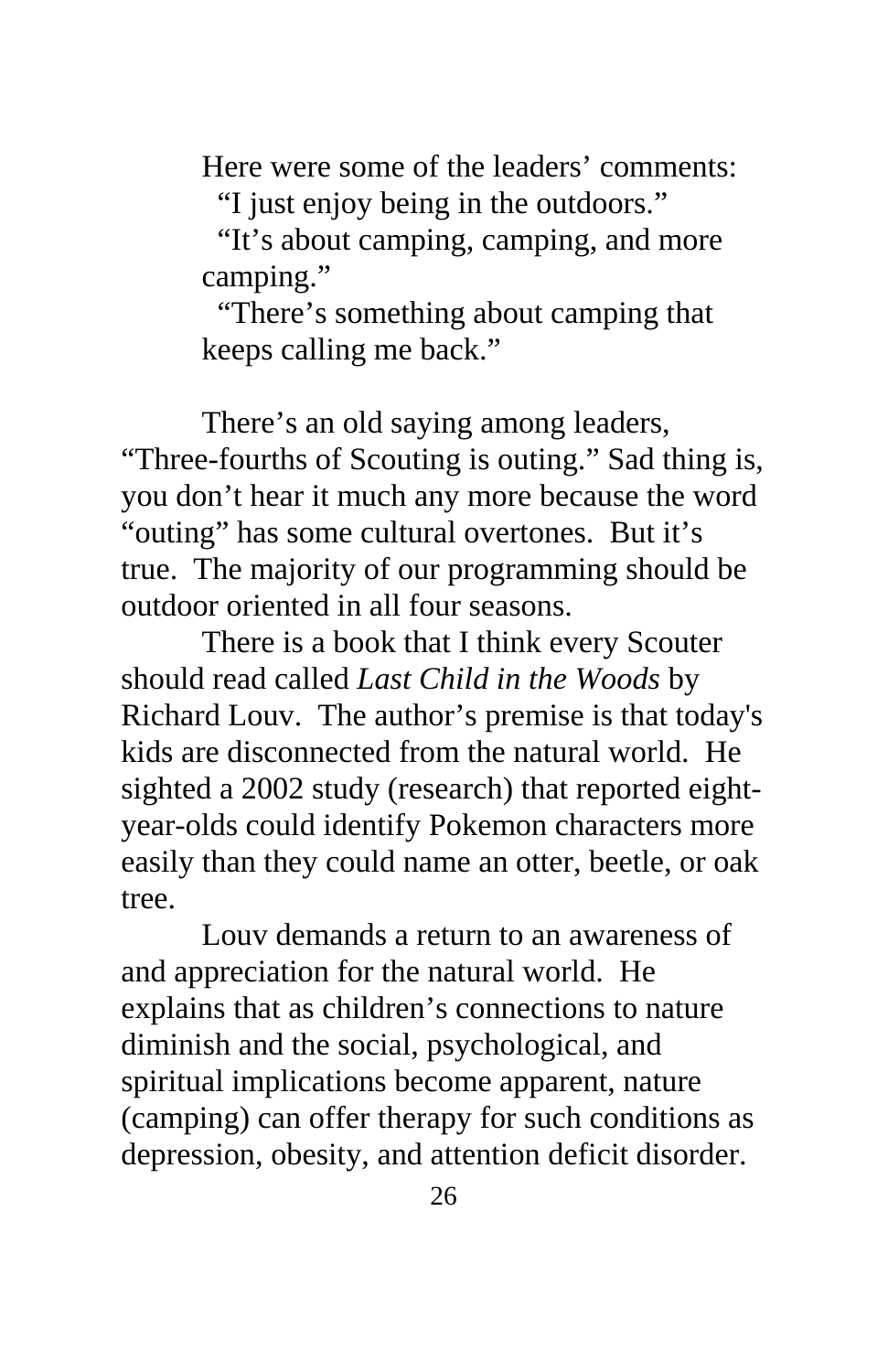Here were some of the leaders' comments:

"I just enjoy being in the outdoors."

"It's about camping, camping, and more camping."

"There's something about camping that keeps calling me back."

There's an old saying among leaders, "Three-fourths of Scouting is outing." Sad thing is, you don't hear it much any more because the word "outing" has some cultural overtones. But it's true. The majority of our programming should be outdoor oriented in all four seasons.

There is a book that I think every Scouter should read called *Last Child in the Woods* by Richard Louv. The author's premise is that today's kids are disconnected from the natural world. He sighted a 2002 study (research) that reported eight-year-olds could identify Pokemon characters more easily than they could name an otter, beetle, or oak tree.

Louv demands a return to an awareness of and appreciation for the natural world. He explains that as children's connections to nature diminish and the social, psychological, and spiritual implications become apparent, nature (camping) can offer therapy for such conditions as depression, obesity, and attention deficit disorder.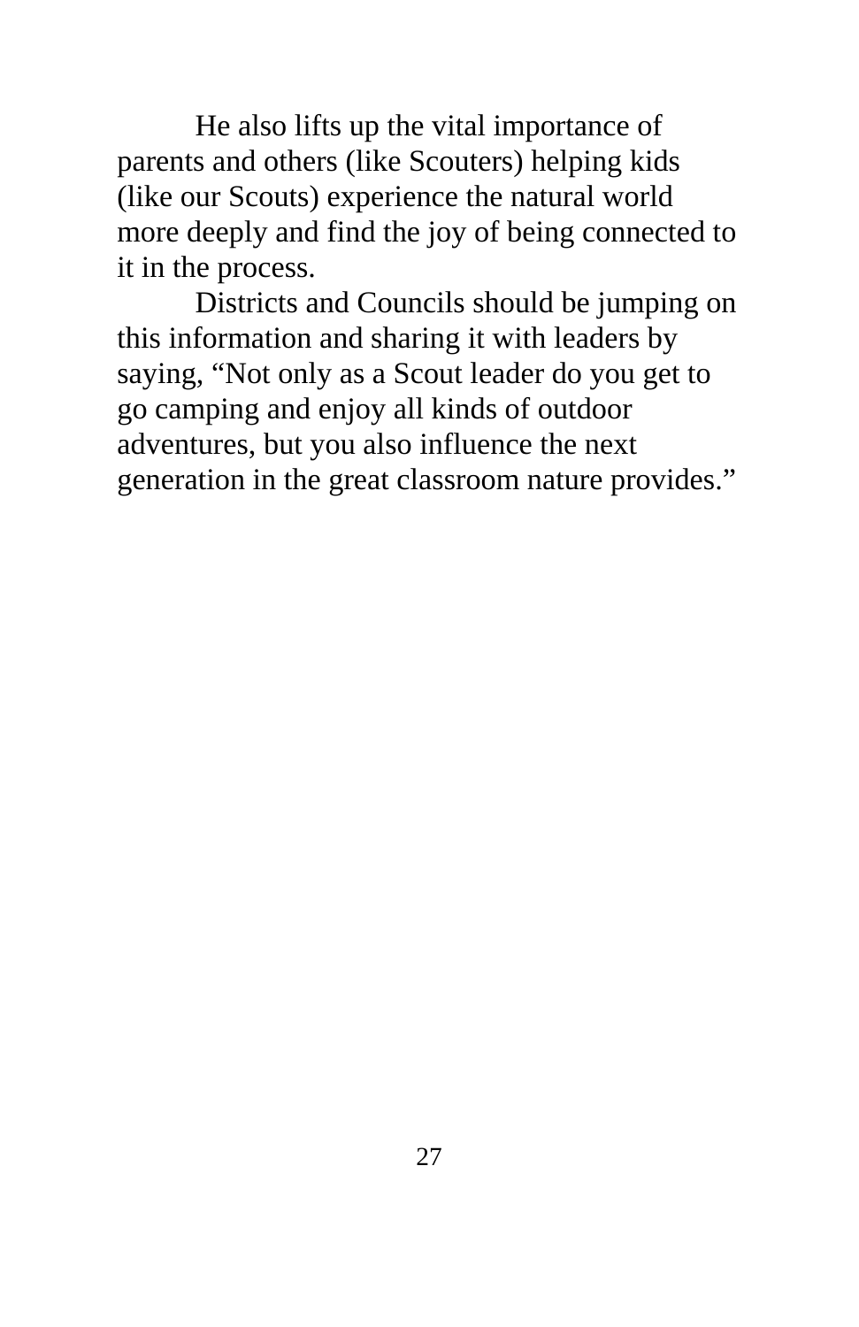He also lifts up the vital importance of parents and others (like Scouters) helping kids (like our Scouts) experience the natural world more deeply and find the joy of being connected to it in the process.

Districts and Councils should be jumping on this information and sharing it with leaders by saying, “Not only as a Scout leader do you get to go camping and enjoy all kinds of outdoor adventures, but you also influence the next generation in the great classroom nature provides.”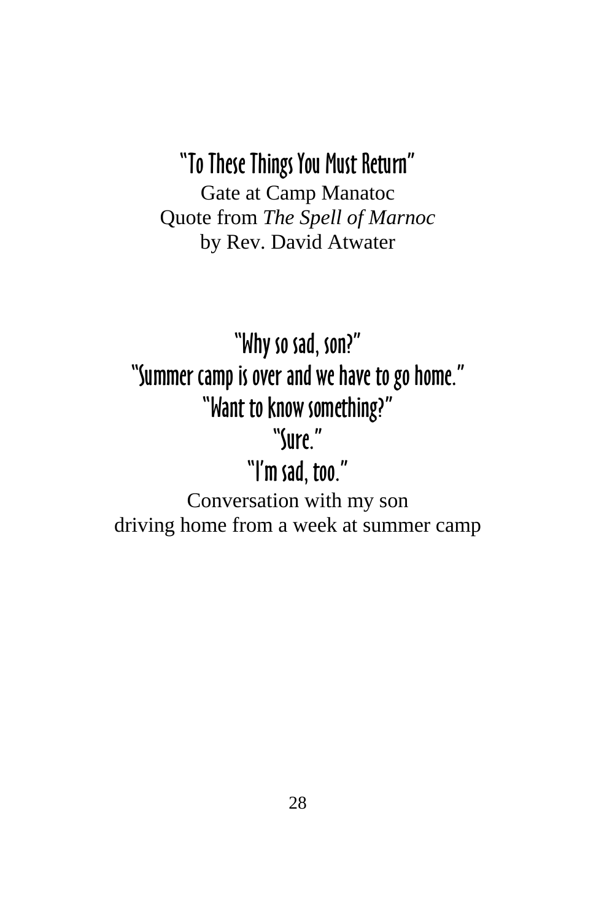**"To These Things You Must Return"**

Gate at Camp Manatoc
Quote from *The Spell of Marnoc*
by Rev. David Atwater

**"Why so sad, son?"**
**"Summer camp is over and we have to go home."**
**"Want to know something?"**
**"Sure."**
**"I'm sad, too."**

Conversation with my son
driving home from a week at summer camp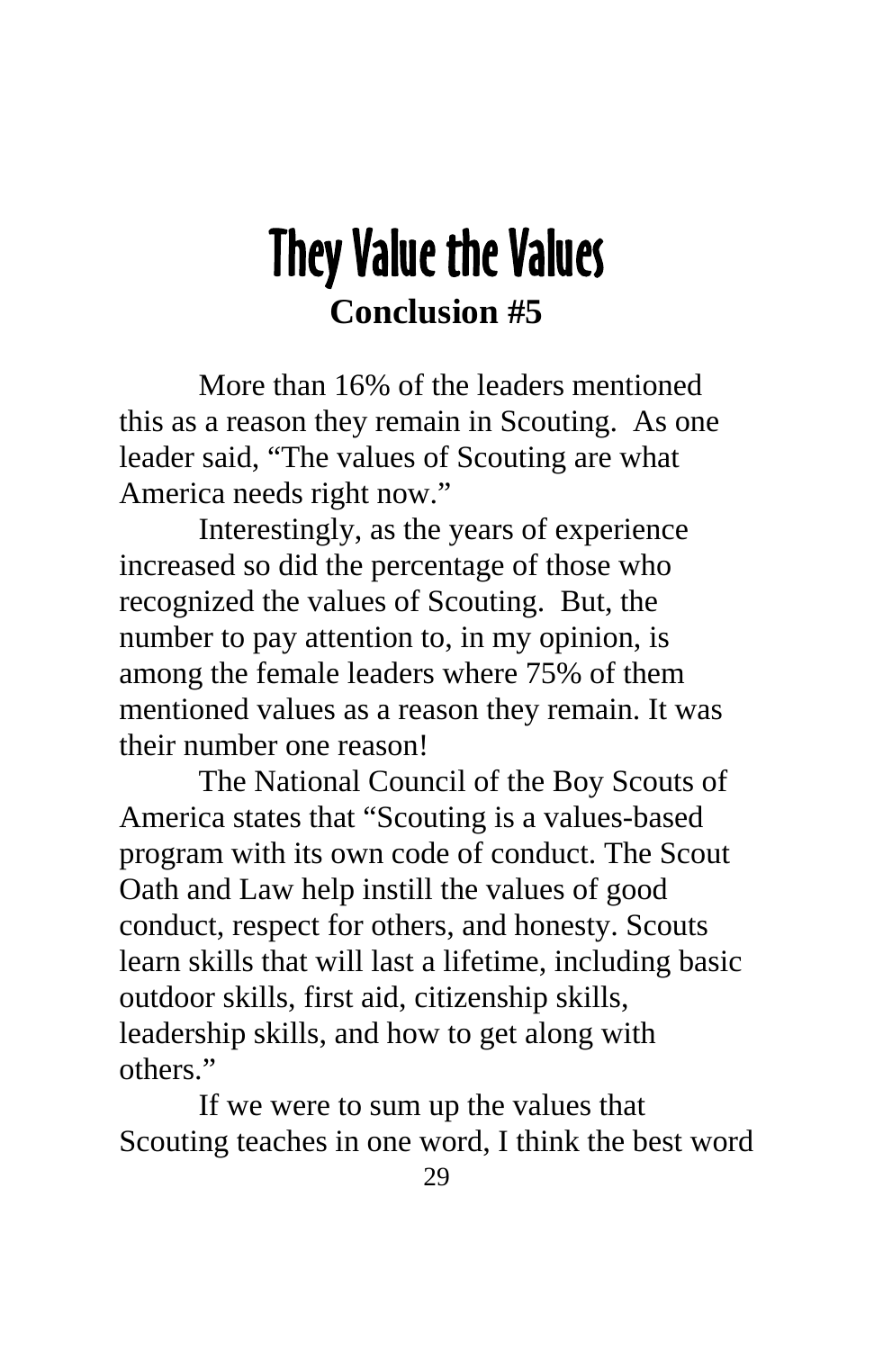# They Value the Values

## Conclusion #5

More than 16% of the leaders mentioned this as a reason they remain in Scouting.  As one leader said, "The values of Scouting are what America needs right now."

Interestingly, as the years of experience increased so did the percentage of those who recognized the values of Scouting.  But, the number to pay attention to, in my opinion, is among the female leaders where 75% of them mentioned values as a reason they remain. It was their number one reason!

The National Council of the Boy Scouts of America states that "Scouting is a values-based program with its own code of conduct. The Scout Oath and Law help instill the values of good conduct, respect for others, and honesty. Scouts learn skills that will last a lifetime, including basic outdoor skills, first aid, citizenship skills, leadership skills, and how to get along with others."

If we were to sum up the values that Scouting teaches in one word, I think the best word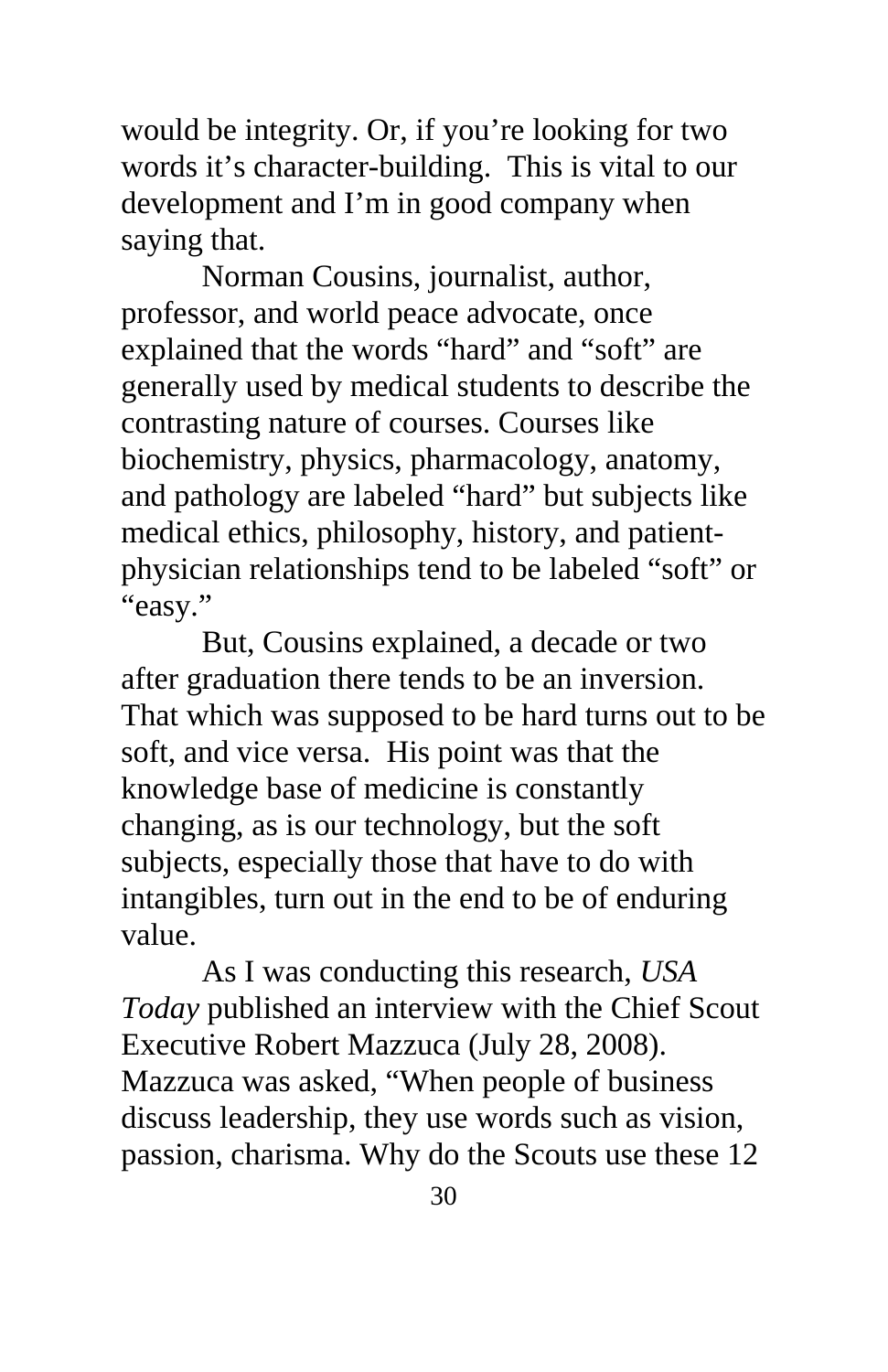would be integrity. Or, if you're looking for two words it's character-building. This is vital to our development and I'm in good company when saying that.

Norman Cousins, journalist, author, professor, and world peace advocate, once explained that the words "hard" and "soft" are generally used by medical students to describe the contrasting nature of courses. Courses like biochemistry, physics, pharmacology, anatomy, and pathology are labeled "hard" but subjects like medical ethics, philosophy, history, and patient-physician relationships tend to be labeled "soft" or "easy."

But, Cousins explained, a decade or two after graduation there tends to be an inversion. That which was supposed to be hard turns out to be soft, and vice versa. His point was that the knowledge base of medicine is constantly changing, as is our technology, but the soft subjects, especially those that have to do with intangibles, turn out in the end to be of enduring value.

As I was conducting this research, *USA Today* published an interview with the Chief Scout Executive Robert Mazzuca (July 28, 2008). Mazzuca was asked, "When people of business discuss leadership, they use words such as vision, passion, charisma. Why do the Scouts use these 12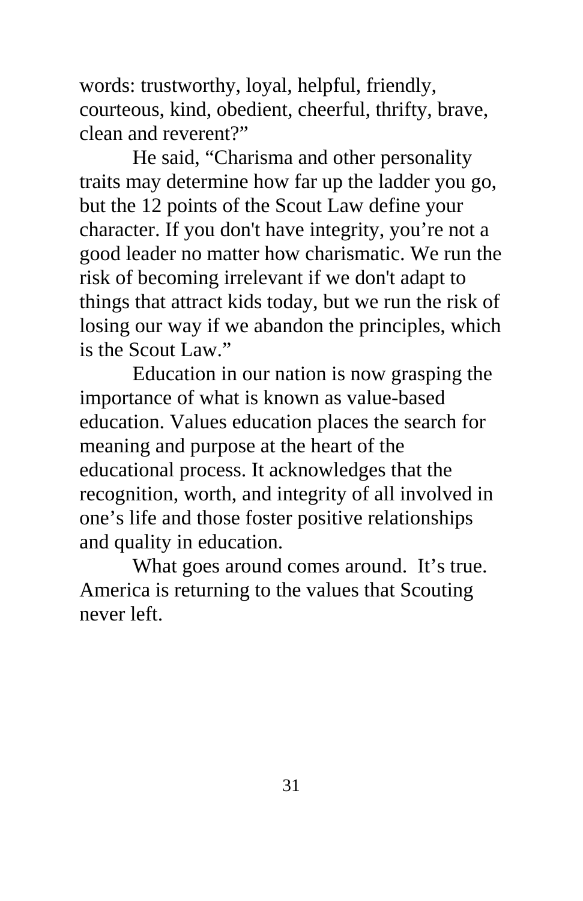words: trustworthy, loyal, helpful, friendly, courteous, kind, obedient, cheerful, thrifty, brave, clean and reverent?"

He said, "Charisma and other personality traits may determine how far up the ladder you go, but the 12 points of the Scout Law define your character. If you don't have integrity, you're not a good leader no matter how charismatic. We run the risk of becoming irrelevant if we don't adapt to things that attract kids today, but we run the risk of losing our way if we abandon the principles, which is the Scout Law."

Education in our nation is now grasping the importance of what is known as value-based education. Values education places the search for meaning and purpose at the heart of the educational process. It acknowledges that the recognition, worth, and integrity of all involved in one's life and those foster positive relationships and quality in education.

What goes around comes around. It's true. America is returning to the values that Scouting never left.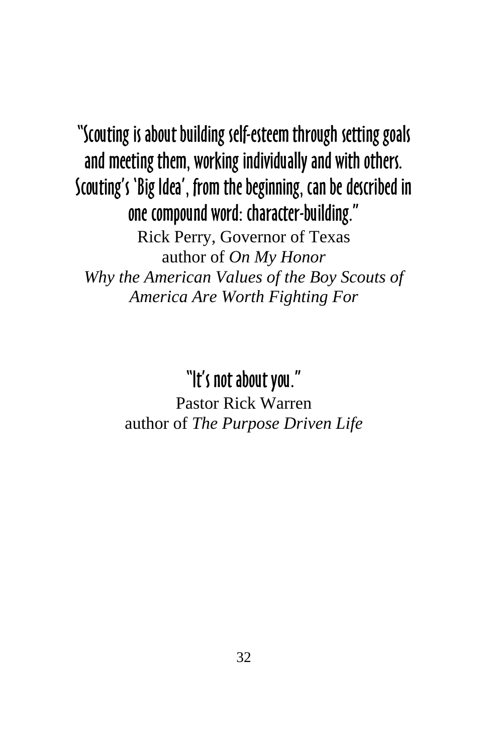**"Scouting is about building self-esteem through setting goals and meeting them, working individually and with others. Scouting's 'Big Idea', from the beginning, can be described in one compound word: character-building."**

Rick Perry, Governor of Texas
author of *On My Honor*
*Why the American Values of the Boy Scouts of America Are Worth Fighting For*

**"It's not about you."**

Pastor Rick Warren
author of *The Purpose Driven Life*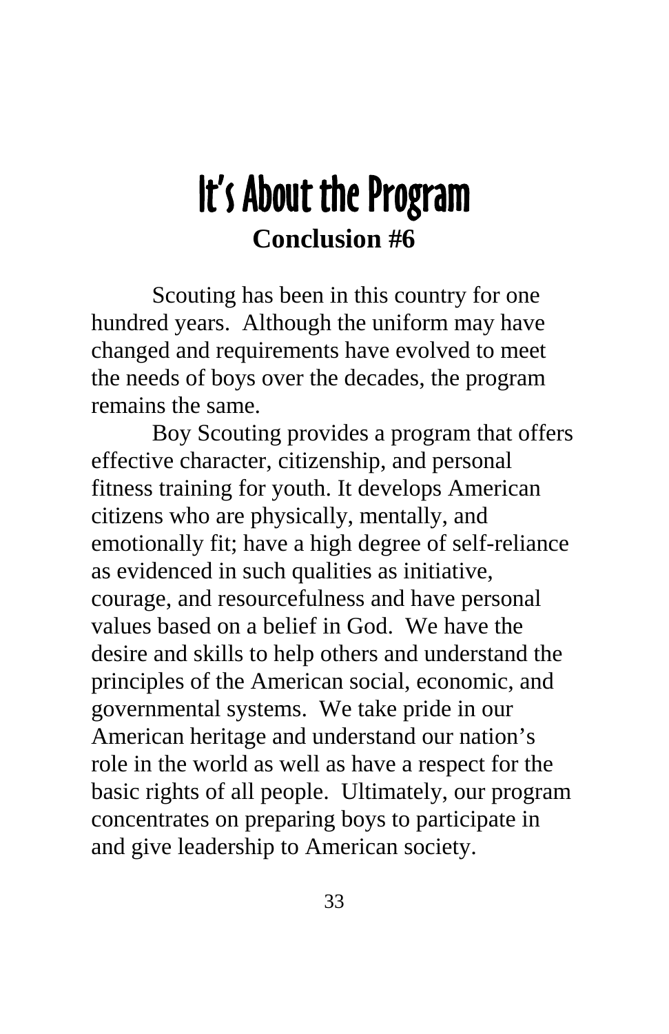# It's About the Program

## Conclusion #6

Scouting has been in this country for one hundred years. Although the uniform may have changed and requirements have evolved to meet the needs of boys over the decades, the program remains the same.

Boy Scouting provides a program that offers effective character, citizenship, and personal fitness training for youth. It develops American citizens who are physically, mentally, and emotionally fit; have a high degree of self-reliance as evidenced in such qualities as initiative, courage, and resourcefulness and have personal values based on a belief in God. We have the desire and skills to help others and understand the principles of the American social, economic, and governmental systems. We take pride in our American heritage and understand our nation's role in the world as well as have a respect for the basic rights of all people. Ultimately, our program concentrates on preparing boys to participate in and give leadership to American society.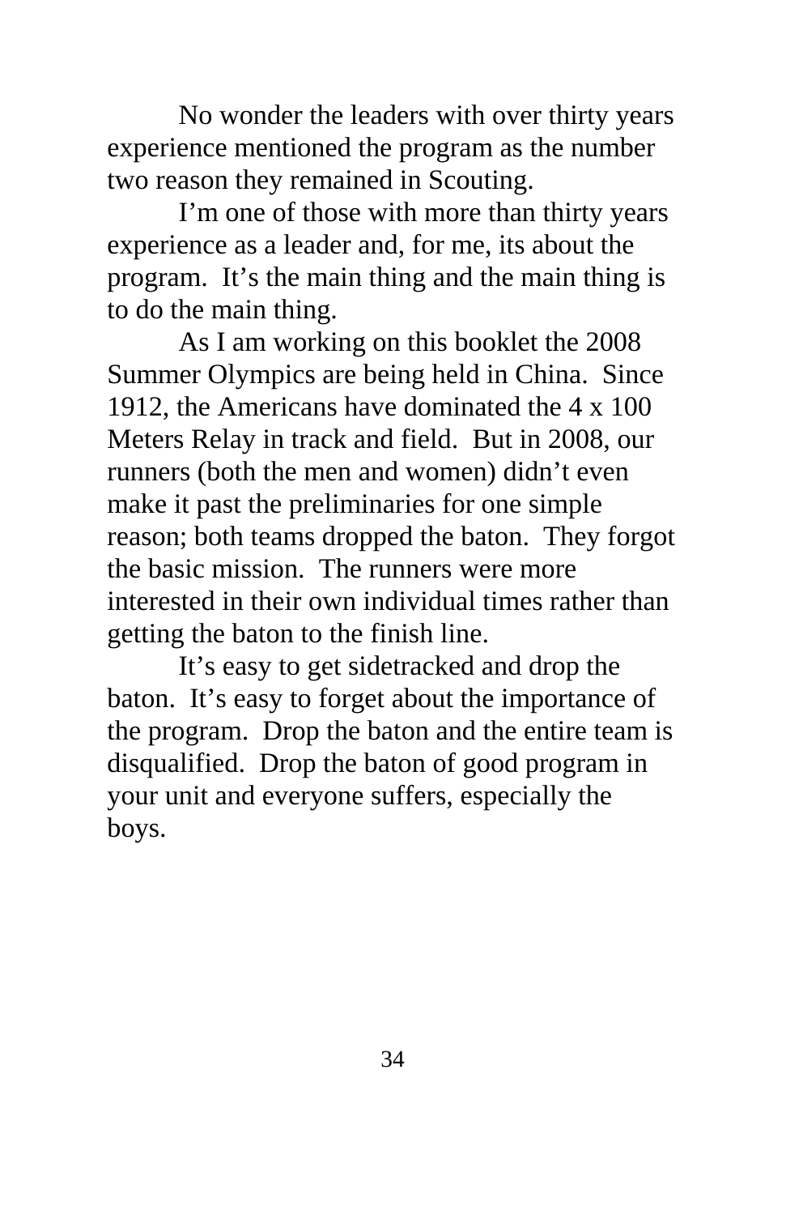No wonder the leaders with over thirty years experience mentioned the program as the number two reason they remained in Scouting.

I'm one of those with more than thirty years experience as a leader and, for me, its about the program. It's the main thing and the main thing is to do the main thing.

As I am working on this booklet the 2008 Summer Olympics are being held in China. Since 1912, the Americans have dominated the 4 x 100 Meters Relay in track and field. But in 2008, our runners (both the men and women) didn't even make it past the preliminaries for one simple reason; both teams dropped the baton. They forgot the basic mission. The runners were more interested in their own individual times rather than getting the baton to the finish line.

It's easy to get sidetracked and drop the baton. It's easy to forget about the importance of the program. Drop the baton and the entire team is disqualified. Drop the baton of good program in your unit and everyone suffers, especially the boys.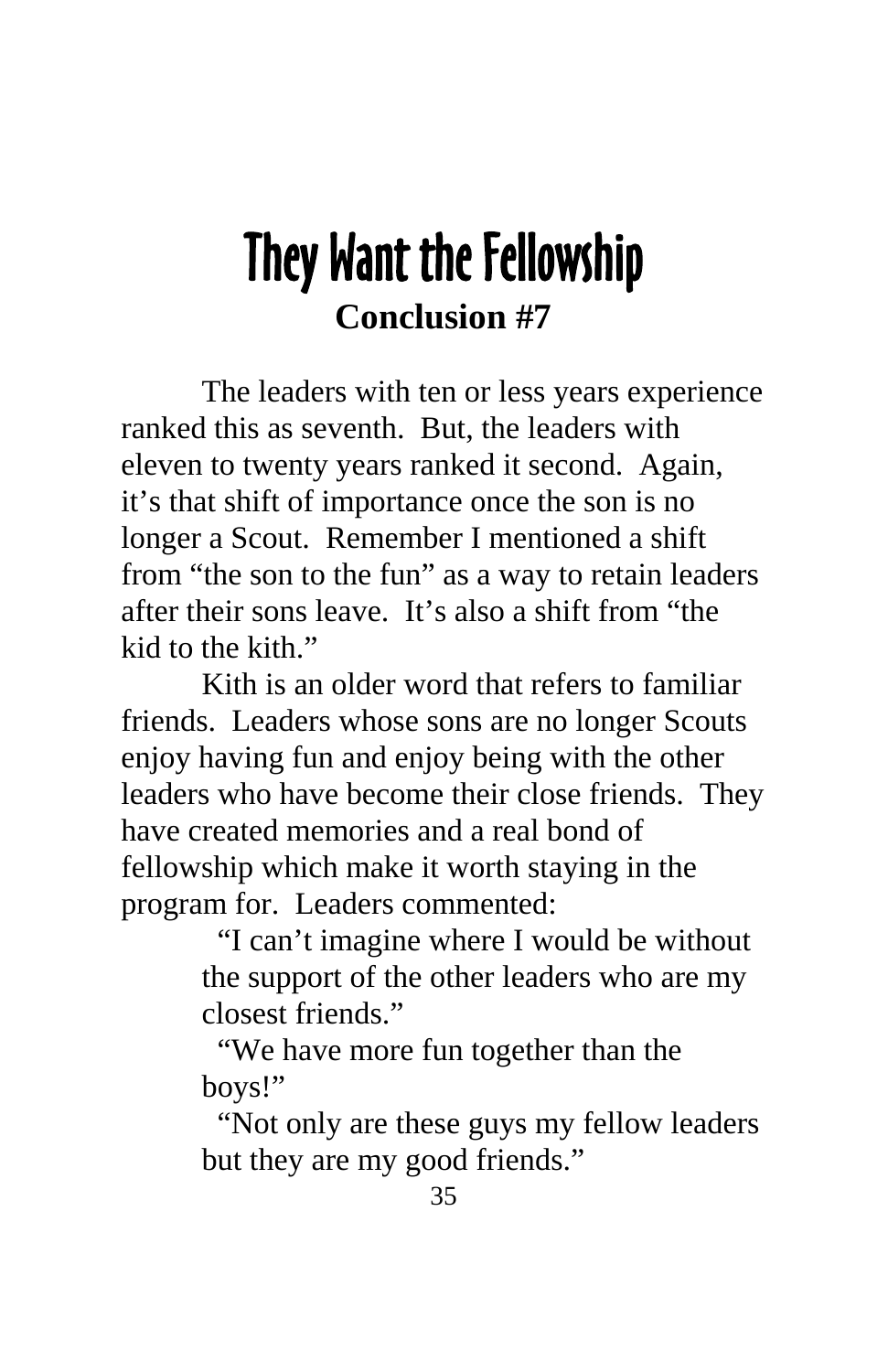# They Want the Fellowship

**Conclusion #7**

The leaders with ten or less years experience ranked this as seventh. But, the leaders with eleven to twenty years ranked it second. Again, it's that shift of importance once the son is no longer a Scout. Remember I mentioned a shift from "the son to the fun" as a way to retain leaders after their sons leave. It's also a shift from "the kid to the kith."

Kith is an older word that refers to familiar friends. Leaders whose sons are no longer Scouts enjoy having fun and enjoy being with the other leaders who have become their close friends. They have created memories and a real bond of fellowship which make it worth staying in the program for. Leaders commented:

> "I can't imagine where I would be without the support of the other leaders who are my closest friends."
>
> "We have more fun together than the boys!"
>
> "Not only are these guys my fellow leaders but they are my good friends."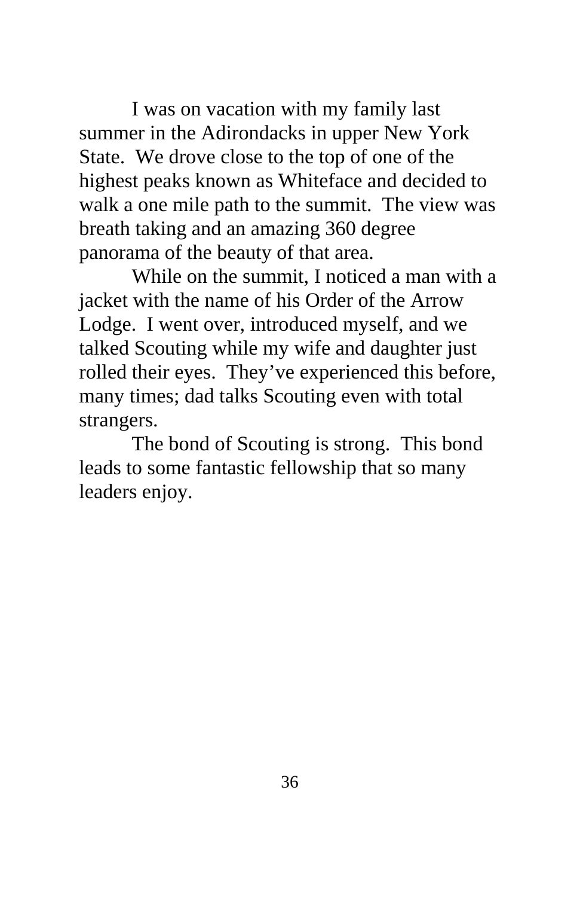I was on vacation with my family last summer in the Adirondacks in upper New York State. We drove close to the top of one of the highest peaks known as Whiteface and decided to walk a one mile path to the summit. The view was breath taking and an amazing 360 degree panorama of the beauty of that area.

While on the summit, I noticed a man with a jacket with the name of his Order of the Arrow Lodge. I went over, introduced myself, and we talked Scouting while my wife and daughter just rolled their eyes. They've experienced this before, many times; dad talks Scouting even with total strangers.

The bond of Scouting is strong. This bond leads to some fantastic fellowship that so many leaders enjoy.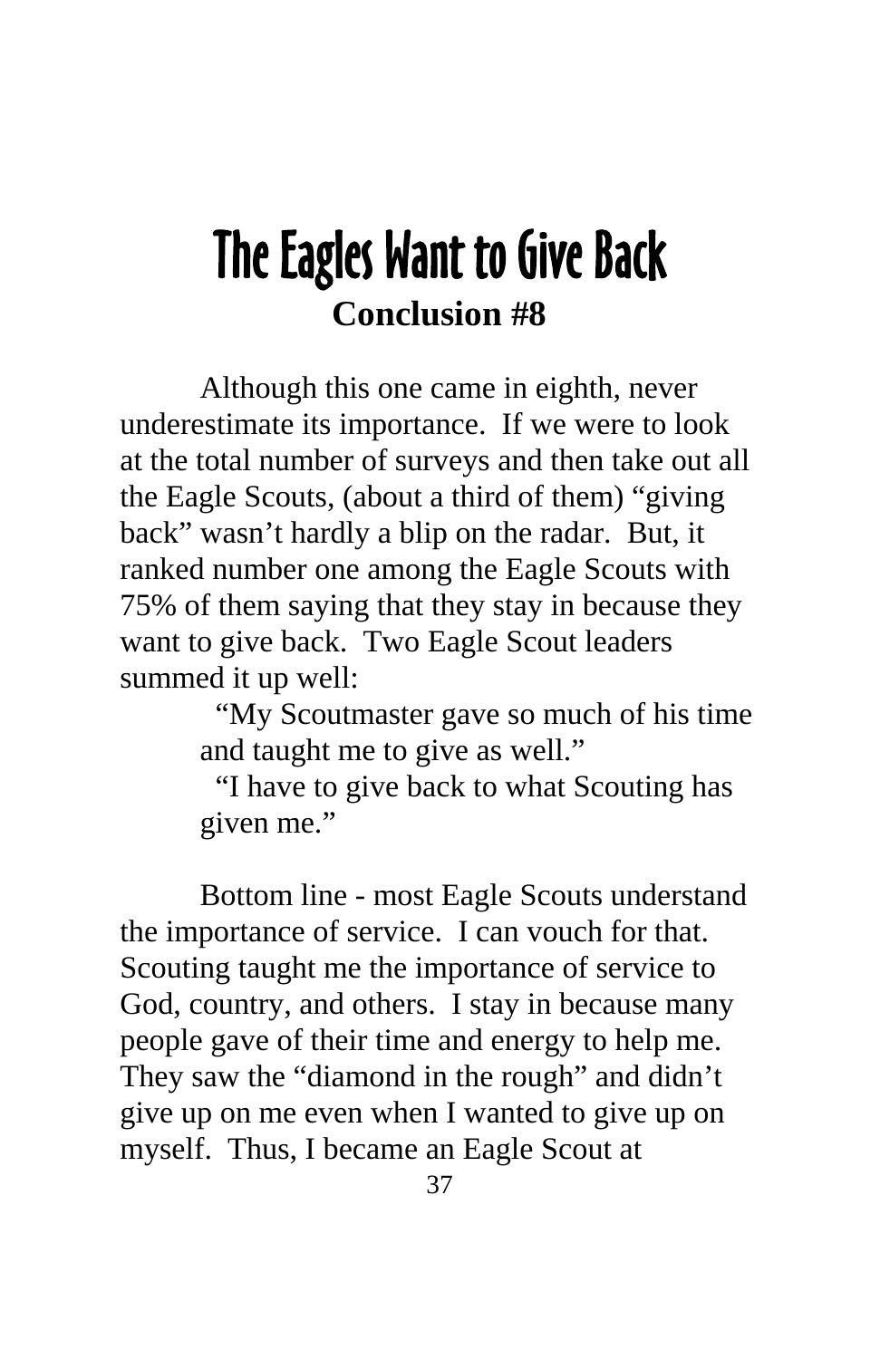# The Eagles Want to Give Back

**Conclusion #8**

Although this one came in eighth, never underestimate its importance. If we were to look at the total number of surveys and then take out all the Eagle Scouts, (about a third of them) "giving back" wasn't hardly a blip on the radar. But, it ranked number one among the Eagle Scouts with 75% of them saying that they stay in because they want to give back. Two Eagle Scout leaders summed it up well:

> "My Scoutmaster gave so much of his time and taught me to give as well."
>
> "I have to give back to what Scouting has given me."

Bottom line - most Eagle Scouts understand the importance of service. I can vouch for that. Scouting taught me the importance of service to God, country, and others. I stay in because many people gave of their time and energy to help me. They saw the "diamond in the rough" and didn't give up on me even when I wanted to give up on myself. Thus, I became an Eagle Scout at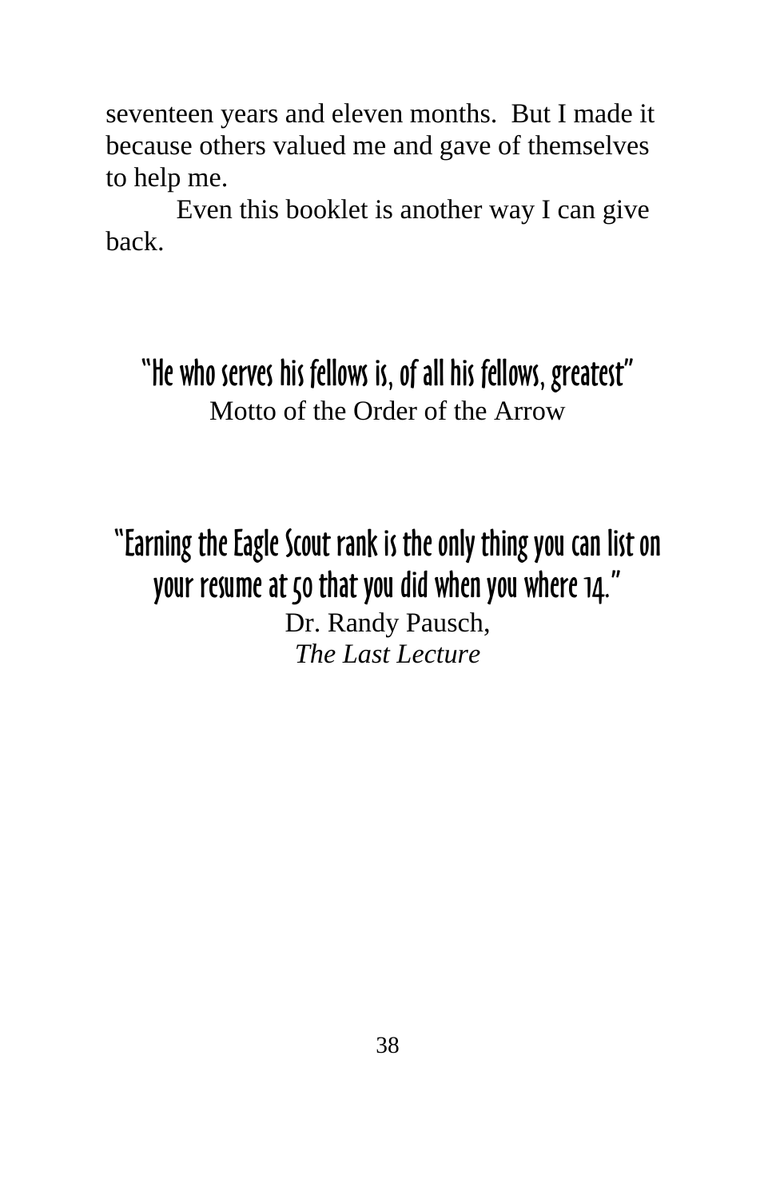seventeen years and eleven months.  But I made it because others valued me and gave of themselves to help me.

Even this booklet is another way I can give back.

**"He who serves his fellows is, of all his fellows, greatest"**

Motto of the Order of the Arrow

**"Earning the Eagle Scout rank is the only thing you can list on your resume at 50 that you did when you where 14."**

Dr. Randy Pausch,
*The Last Lecture*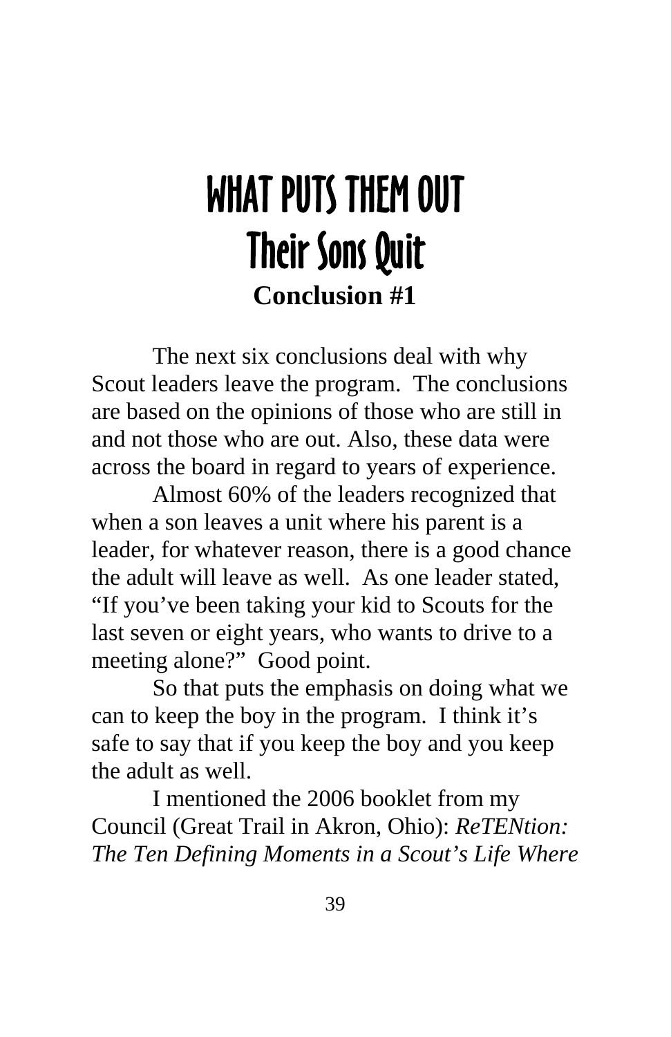# WHAT PUTS THEM OUT

## Their Sons Quit

### Conclusion #1

The next six conclusions deal with why Scout leaders leave the program. The conclusions are based on the opinions of those who are still in and not those who are out. Also, these data were across the board in regard to years of experience.

Almost 60% of the leaders recognized that when a son leaves a unit where his parent is a leader, for whatever reason, there is a good chance the adult will leave as well. As one leader stated, "If you've been taking your kid to Scouts for the last seven or eight years, who wants to drive to a meeting alone?" Good point.

So that puts the emphasis on doing what we can to keep the boy in the program. I think it's safe to say that if you keep the boy and you keep the adult as well.

I mentioned the 2006 booklet from my Council (Great Trail in Akron, Ohio): *ReTENtion: The Ten Defining Moments in a Scout's Life Where*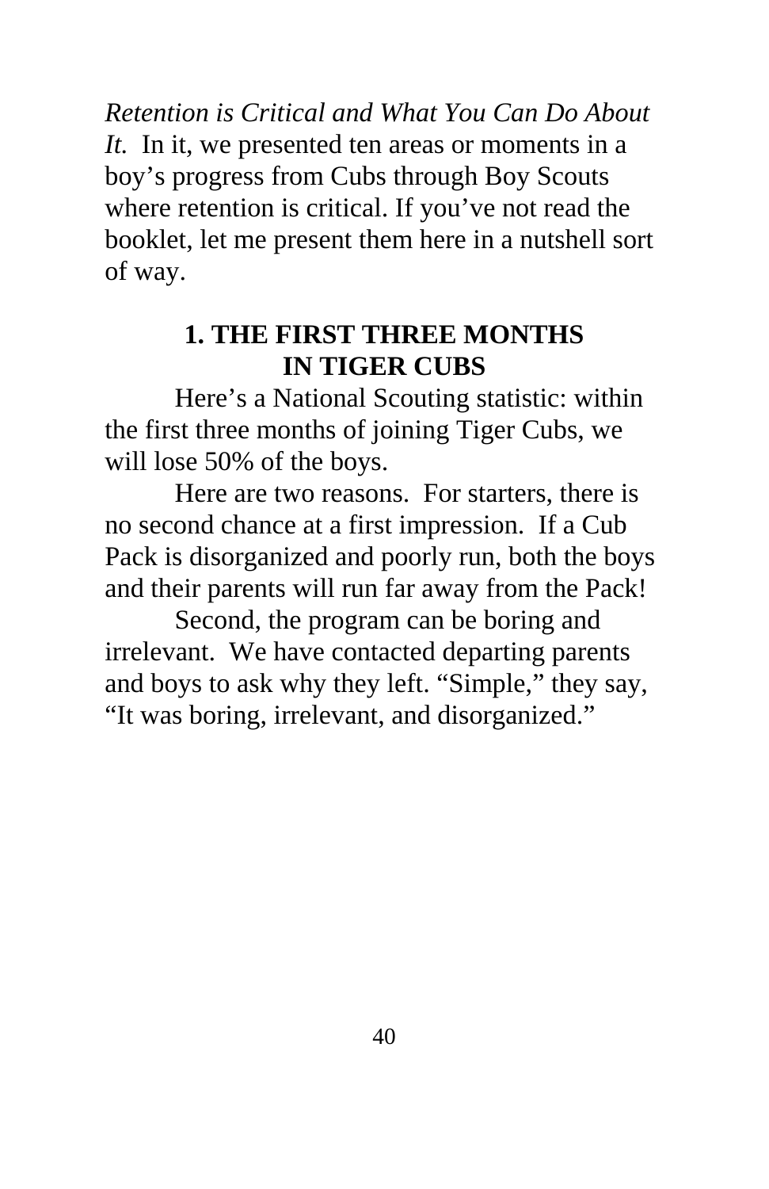*Retention is Critical and What You Can Do About It.* In it, we presented ten areas or moments in a boy's progress from Cubs through Boy Scouts where retention is critical. If you've not read the booklet, let me present them here in a nutshell sort of way.

## 1. THE FIRST THREE MONTHS IN TIGER CUBS

Here's a National Scouting statistic: within the first three months of joining Tiger Cubs, we will lose 50% of the boys.

Here are two reasons. For starters, there is no second chance at a first impression. If a Cub Pack is disorganized and poorly run, both the boys and their parents will run far away from the Pack!

Second, the program can be boring and irrelevant. We have contacted departing parents and boys to ask why they left. "Simple," they say, "It was boring, irrelevant, and disorganized."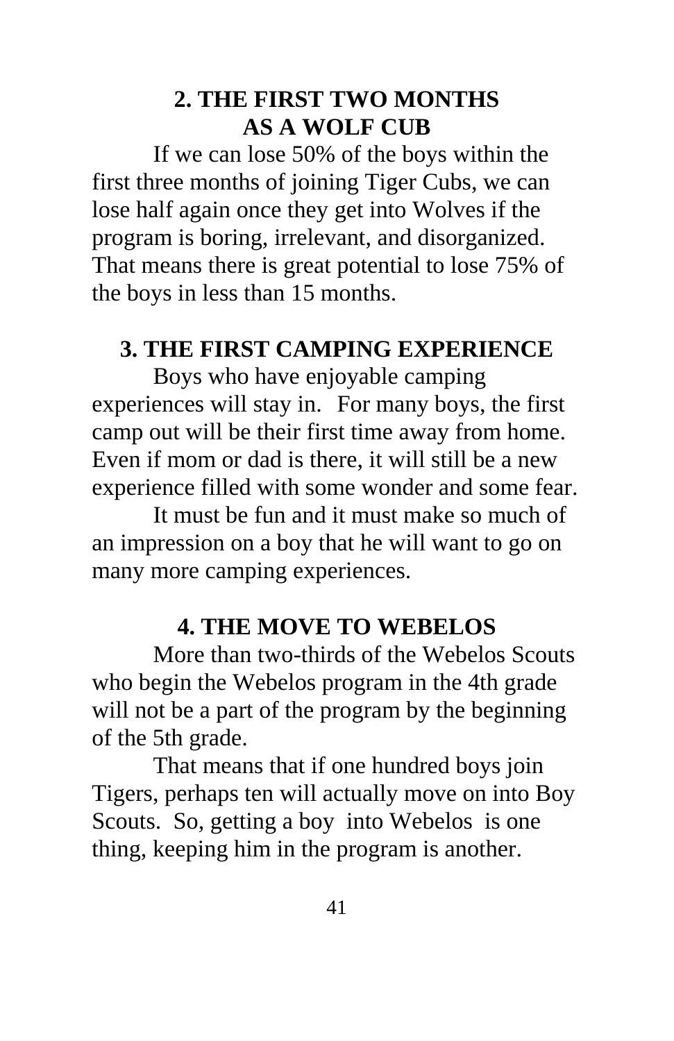## 2. THE FIRST TWO MONTHS AS A WOLF CUB

If we can lose 50% of the boys within the first three months of joining Tiger Cubs, we can lose half again once they get into Wolves if the program is boring, irrelevant, and disorganized. That means there is great potential to lose 75% of the boys in less than 15 months.

## 3. THE FIRST CAMPING EXPERIENCE

Boys who have enjoyable camping experiences will stay in. For many boys, the first camp out will be their first time away from home. Even if mom or dad is there, it will still be a new experience filled with some wonder and some fear.

It must be fun and it must make so much of an impression on a boy that he will want to go on many more camping experiences.

## 4. THE MOVE TO WEBELOS

More than two-thirds of the Webelos Scouts who begin the Webelos program in the 4th grade will not be a part of the program by the beginning of the 5th grade.

That means that if one hundred boys join Tigers, perhaps ten will actually move on into Boy Scouts. So, getting a boy into Webelos is one thing, keeping him in the program is another.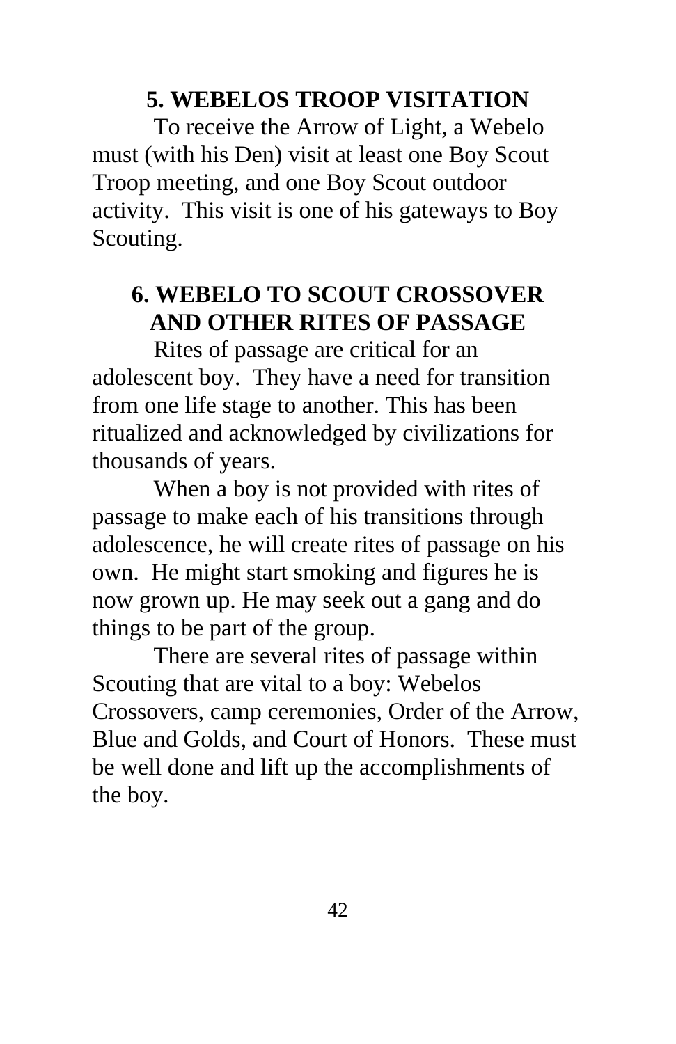## 5. WEBELOS TROOP VISITATION

To receive the Arrow of Light, a Webelo must (with his Den) visit at least one Boy Scout Troop meeting, and one Boy Scout outdoor activity. This visit is one of his gateways to Boy Scouting.

## 6. WEBELO TO SCOUT CROSSOVER AND OTHER RITES OF PASSAGE

Rites of passage are critical for an adolescent boy. They have a need for transition from one life stage to another. This has been ritualized and acknowledged by civilizations for thousands of years.

When a boy is not provided with rites of passage to make each of his transitions through adolescence, he will create rites of passage on his own. He might start smoking and figures he is now grown up. He may seek out a gang and do things to be part of the group.

There are several rites of passage within Scouting that are vital to a boy: Webelos Crossovers, camp ceremonies, Order of the Arrow, Blue and Golds, and Court of Honors. These must be well done and lift up the accomplishments of the boy.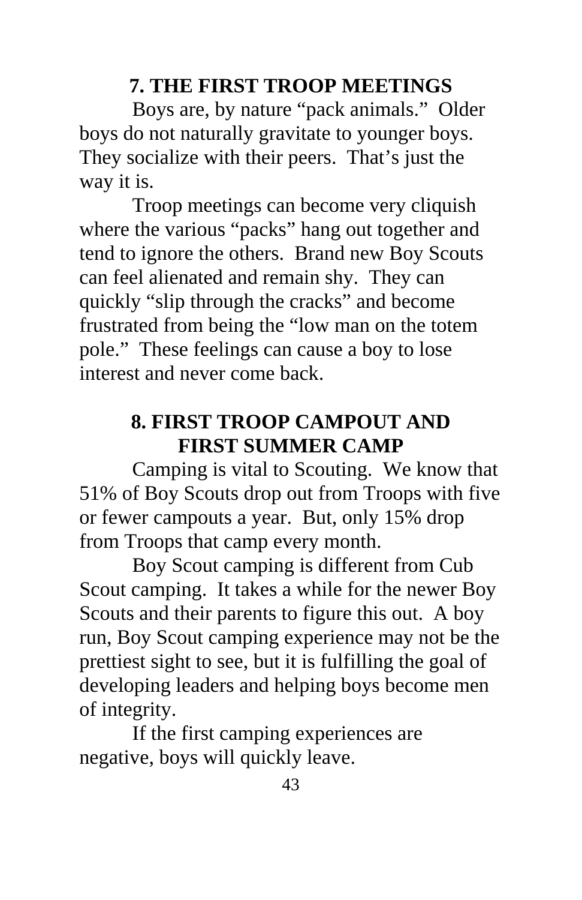## 7. THE FIRST TROOP MEETINGS

Boys are, by nature "pack animals." Older boys do not naturally gravitate to younger boys. They socialize with their peers. That's just the way it is.

Troop meetings can become very cliquish where the various "packs" hang out together and tend to ignore the others. Brand new Boy Scouts can feel alienated and remain shy. They can quickly "slip through the cracks" and become frustrated from being the "low man on the totem pole." These feelings can cause a boy to lose interest and never come back.

## 8. FIRST TROOP CAMPOUT AND FIRST SUMMER CAMP

Camping is vital to Scouting. We know that 51% of Boy Scouts drop out from Troops with five or fewer campouts a year. But, only 15% drop from Troops that camp every month.

Boy Scout camping is different from Cub Scout camping. It takes a while for the newer Boy Scouts and their parents to figure this out. A boy run, Boy Scout camping experience may not be the prettiest sight to see, but it is fulfilling the goal of developing leaders and helping boys become men of integrity.

If the first camping experiences are negative, boys will quickly leave.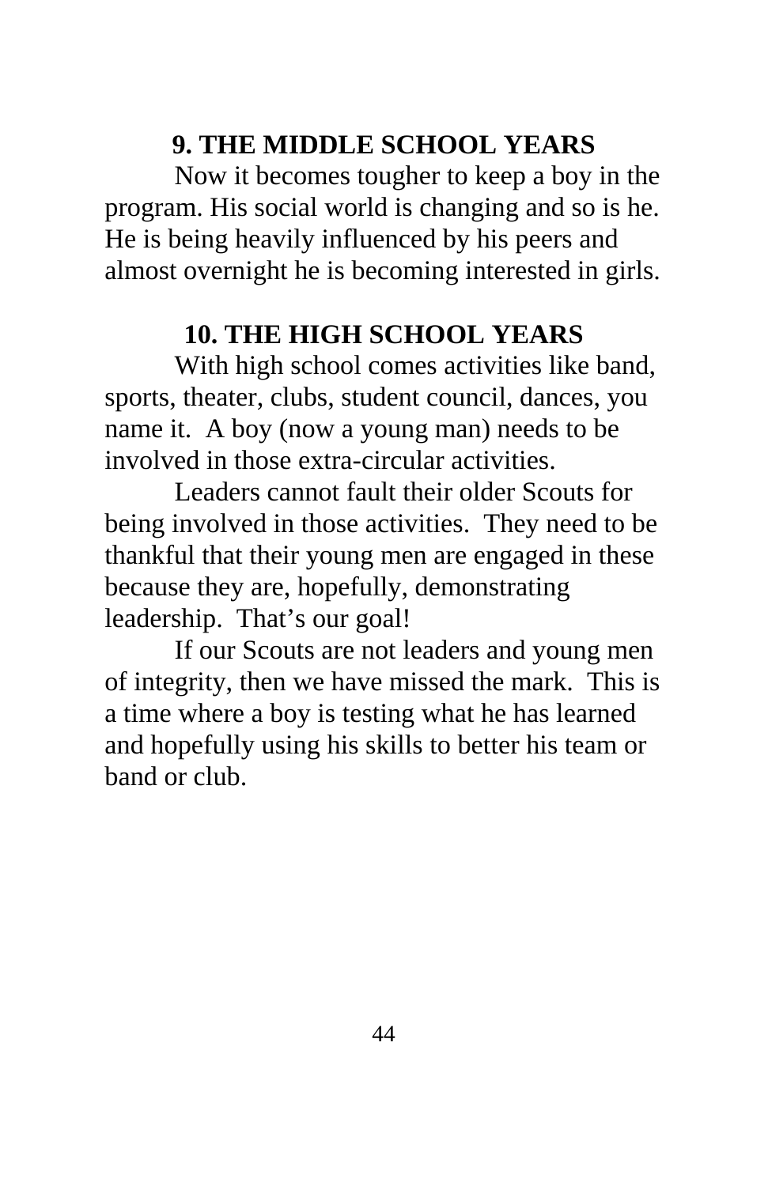## 9. THE MIDDLE SCHOOL YEARS

Now it becomes tougher to keep a boy in the program. His social world is changing and so is he. He is being heavily influenced by his peers and almost overnight he is becoming interested in girls.

## 10. THE HIGH SCHOOL YEARS

With high school comes activities like band, sports, theater, clubs, student council, dances, you name it. A boy (now a young man) needs to be involved in those extra-circular activities.

Leaders cannot fault their older Scouts for being involved in those activities. They need to be thankful that their young men are engaged in these because they are, hopefully, demonstrating leadership. That's our goal!

If our Scouts are not leaders and young men of integrity, then we have missed the mark. This is a time where a boy is testing what he has learned and hopefully using his skills to better his team or band or club.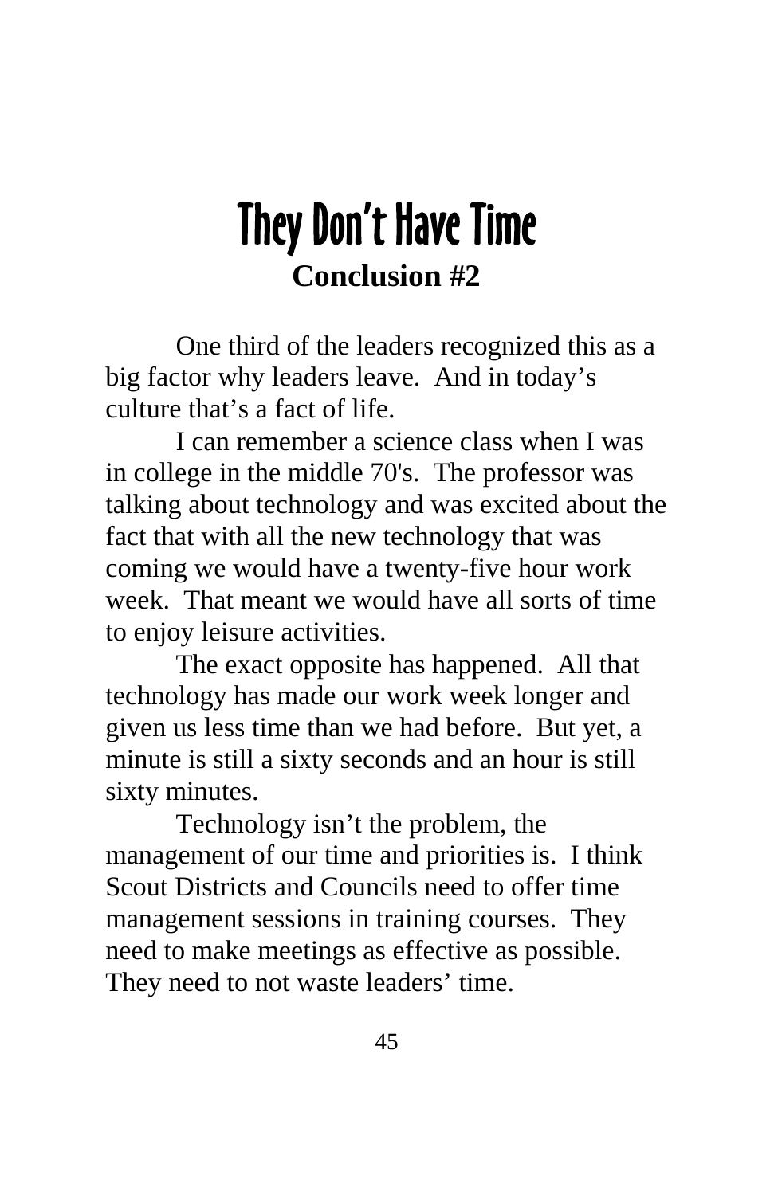# They Don't Have Time

**Conclusion #2**

One third of the leaders recognized this as a big factor why leaders leave. And in today's culture that's a fact of life.

I can remember a science class when I was in college in the middle 70's. The professor was talking about technology and was excited about the fact that with all the new technology that was coming we would have a twenty-five hour work week. That meant we would have all sorts of time to enjoy leisure activities.

The exact opposite has happened. All that technology has made our work week longer and given us less time than we had before. But yet, a minute is still a sixty seconds and an hour is still sixty minutes.

Technology isn't the problem, the management of our time and priorities is. I think Scout Districts and Councils need to offer time management sessions in training courses. They need to make meetings as effective as possible. They need to not waste leaders' time.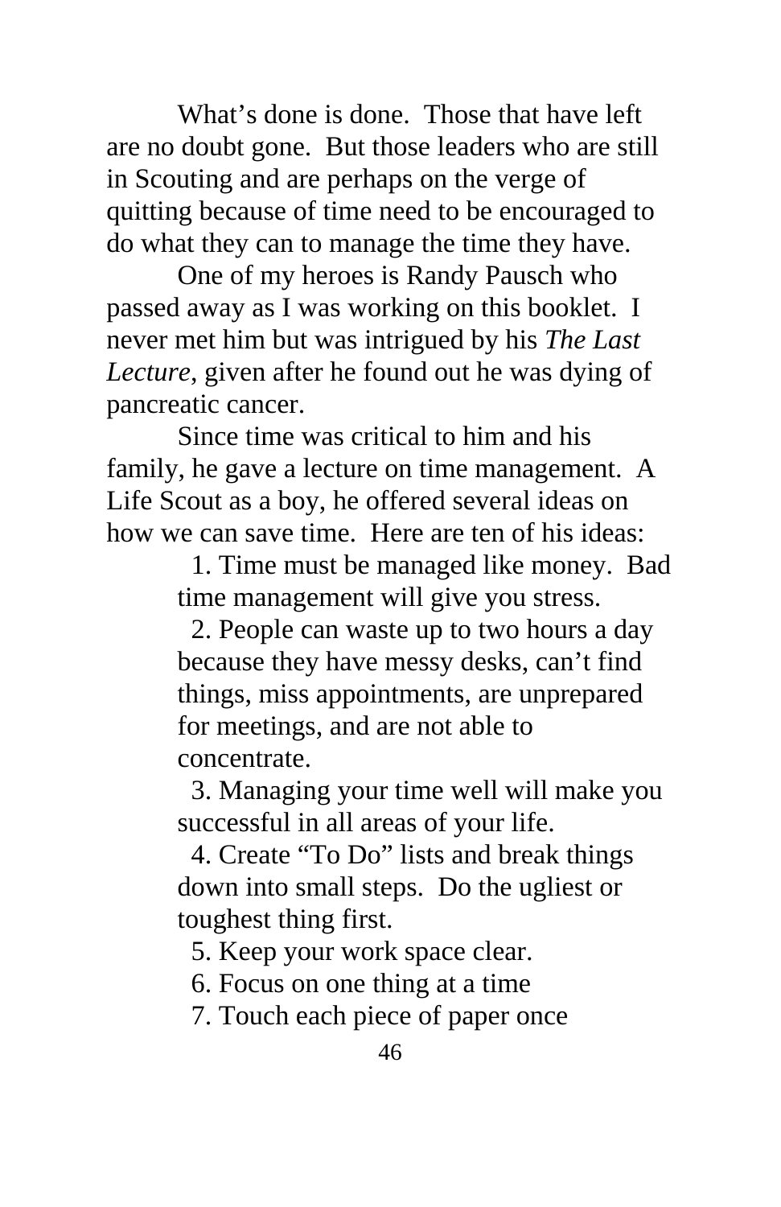What's done is done. Those that have left are no doubt gone. But those leaders who are still in Scouting and are perhaps on the verge of quitting because of time need to be encouraged to do what they can to manage the time they have.

One of my heroes is Randy Pausch who passed away as I was working on this booklet. I never met him but was intrigued by his *The Last Lecture*, given after he found out he was dying of pancreatic cancer.

Since time was critical to him and his family, he gave a lecture on time management. A Life Scout as a boy, he offered several ideas on how we can save time. Here are ten of his ideas:

1. Time must be managed like money. Bad time management will give you stress.
2. People can waste up to two hours a day because they have messy desks, can't find things, miss appointments, are unprepared for meetings, and are not able to concentrate.
3. Managing your time well will make you successful in all areas of your life.
4. Create "To Do" lists and break things down into small steps. Do the ugliest or toughest thing first.
5. Keep your work space clear.
6. Focus on one thing at a time
7. Touch each piece of paper once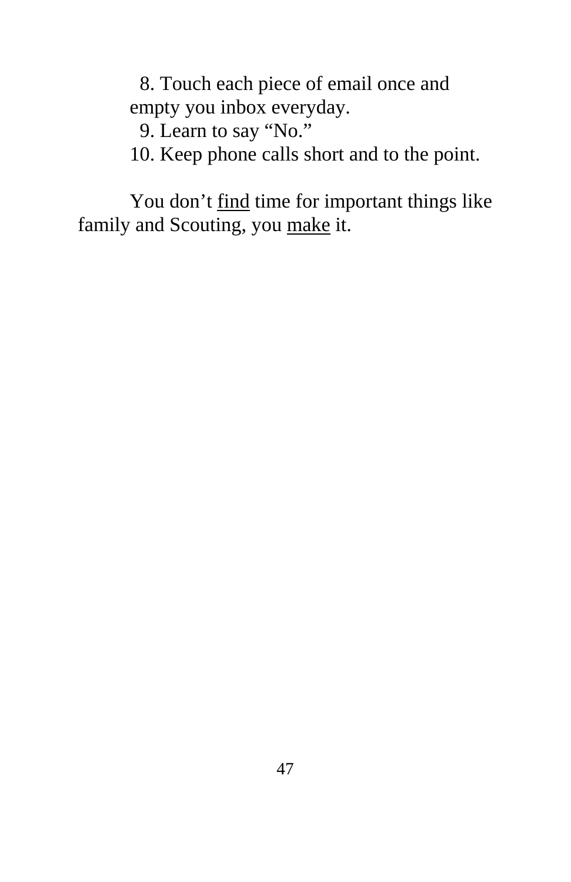8. Touch each piece of email once and empty you inbox everyday.
9. Learn to say “No.”
10. Keep phone calls short and to the point.

You don’t <u>find</u> time for important things like family and Scouting, you <u>make</u> it.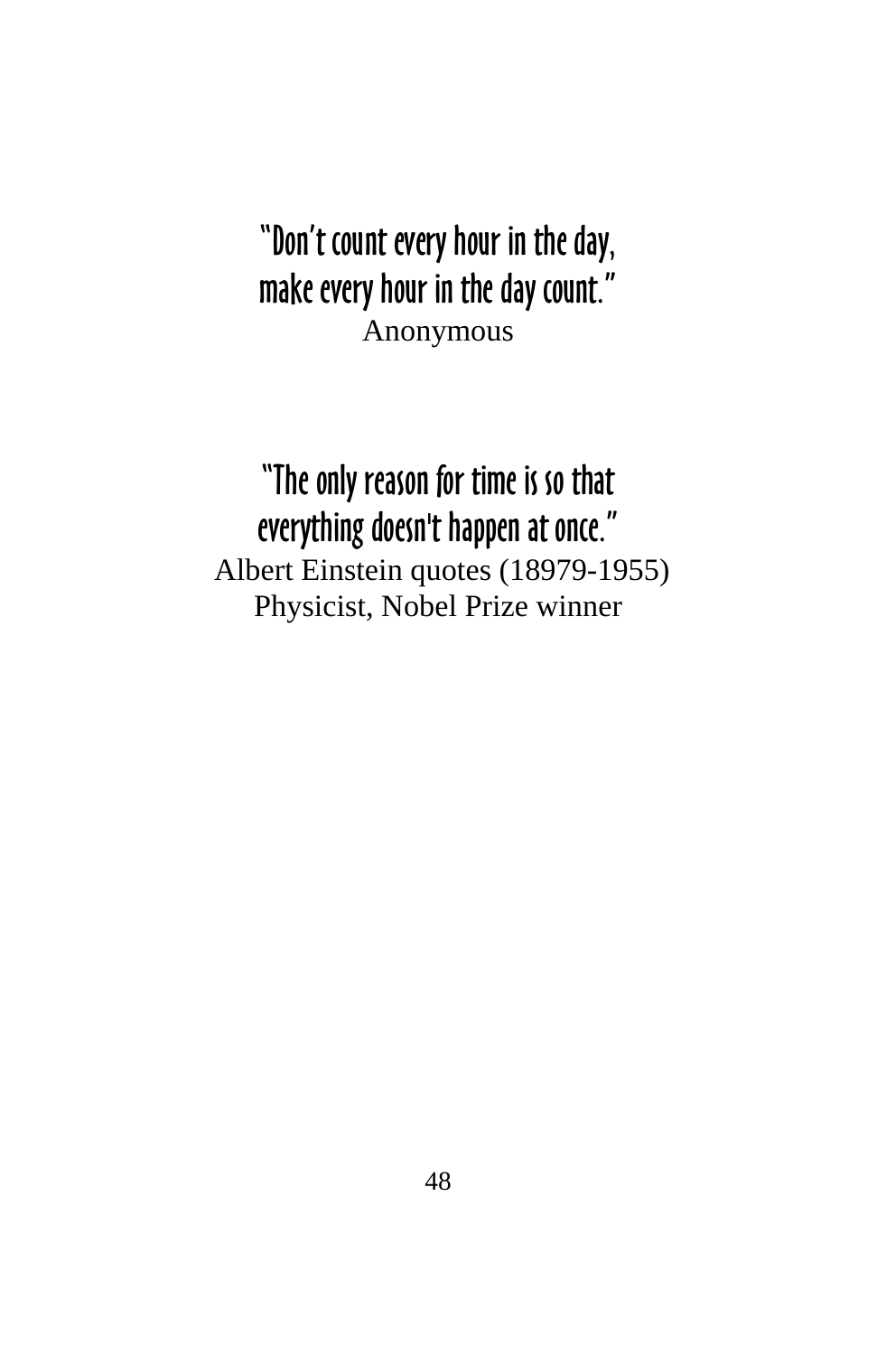"Don't count every hour in the day,
make every hour in the day count."

Anonymous

"The only reason for time is so that
everything doesn't happen at once."

Albert Einstein quotes (18979-1955)
Physicist, Nobel Prize winner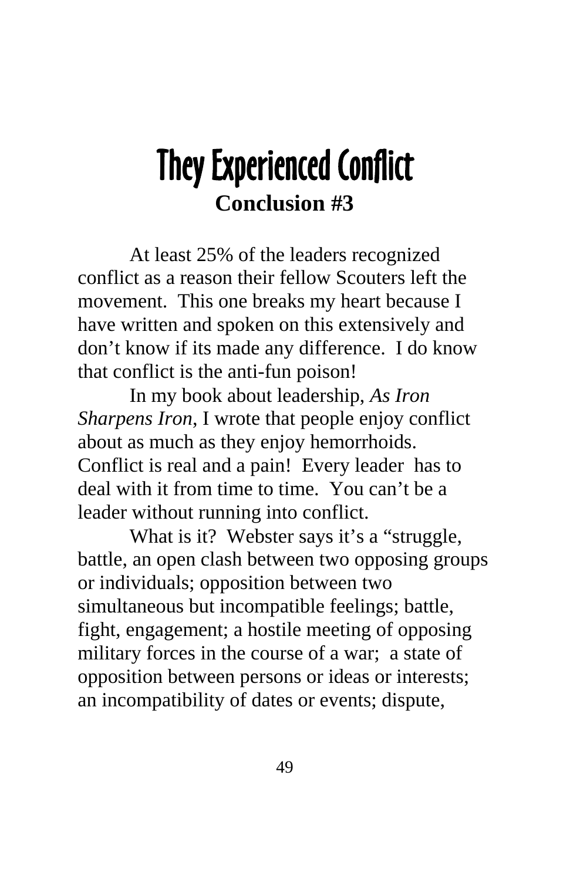# They Experienced Conflict

**Conclusion #3**

At least 25% of the leaders recognized conflict as a reason their fellow Scouters left the movement. This one breaks my heart because I have written and spoken on this extensively and don't know if its made any difference. I do know that conflict is the anti-fun poison!

In my book about leadership, *As Iron Sharpens Iron*, I wrote that people enjoy conflict about as much as they enjoy hemorrhoids. Conflict is real and a pain! Every leader has to deal with it from time to time. You can't be a leader without running into conflict.

What is it? Webster says it's a "struggle, battle, an open clash between two opposing groups or individuals; opposition between two simultaneous but incompatible feelings; battle, fight, engagement; a hostile meeting of opposing military forces in the course of a war; a state of opposition between persons or ideas or interests; an incompatibility of dates or events; dispute,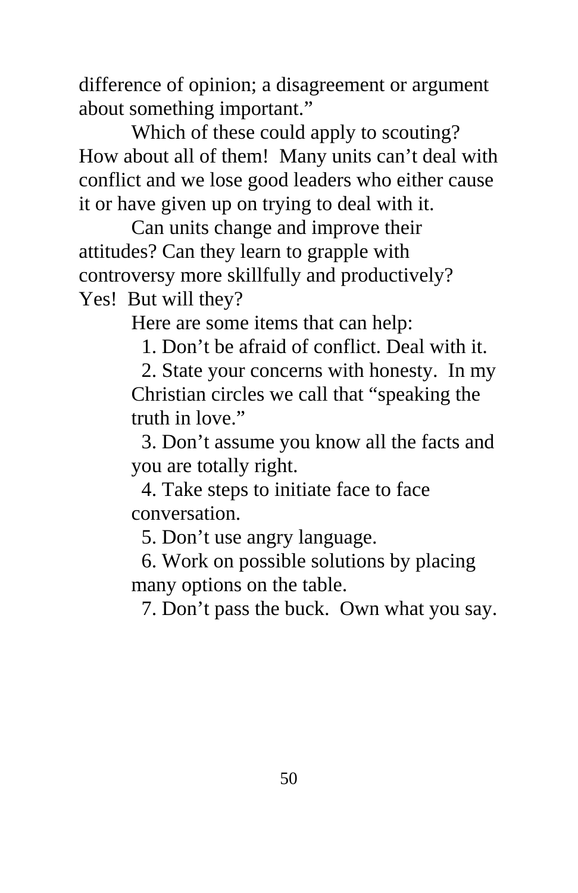difference of opinion; a disagreement or argument about something important."

Which of these could apply to scouting? How about all of them! Many units can't deal with conflict and we lose good leaders who either cause it or have given up on trying to deal with it.

Can units change and improve their attitudes? Can they learn to grapple with controversy more skillfully and productively? Yes! But will they?

Here are some items that can help:

1. Don't be afraid of conflict. Deal with it.
2. State your concerns with honesty. In my Christian circles we call that "speaking the truth in love."
3. Don't assume you know all the facts and you are totally right.
4. Take steps to initiate face to face conversation.
5. Don't use angry language.
6. Work on possible solutions by placing many options on the table.
7. Don't pass the buck. Own what you say.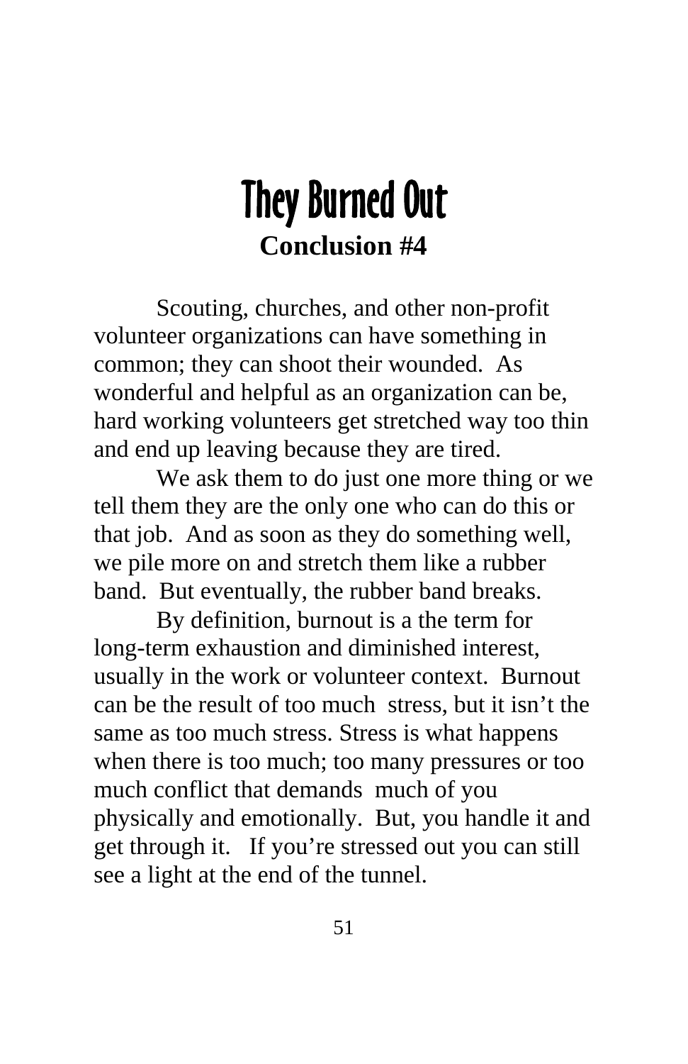# They Burned Out

**Conclusion #4**

Scouting, churches, and other non-profit volunteer organizations can have something in common; they can shoot their wounded. As wonderful and helpful as an organization can be, hard working volunteers get stretched way too thin and end up leaving because they are tired.

We ask them to do just one more thing or we tell them they are the only one who can do this or that job. And as soon as they do something well, we pile more on and stretch them like a rubber band. But eventually, the rubber band breaks.

By definition, burnout is a the term for long-term exhaustion and diminished interest, usually in the work or volunteer context. Burnout can be the result of too much stress, but it isn't the same as too much stress. Stress is what happens when there is too much; too many pressures or too much conflict that demands much of you physically and emotionally. But, you handle it and get through it. If you're stressed out you can still see a light at the end of the tunnel.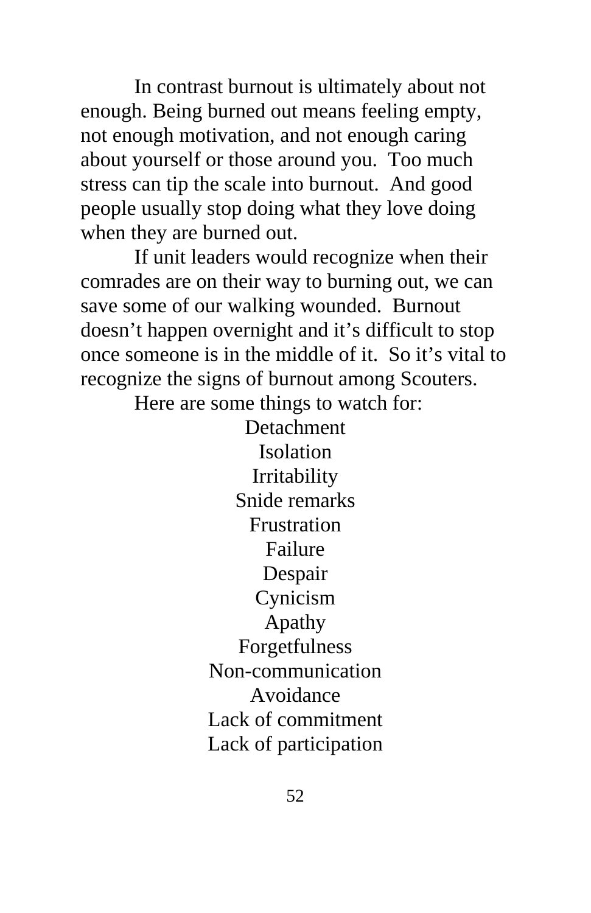In contrast burnout is ultimately about not enough. Being burned out means feeling empty, not enough motivation, and not enough caring about yourself or those around you.  Too much stress can tip the scale into burnout.  And good people usually stop doing what they love doing when they are burned out.

If unit leaders would recognize when their comrades are on their way to burning out, we can save some of our walking wounded.  Burnout doesn't happen overnight and it's difficult to stop once someone is in the middle of it.  So it's vital to recognize the signs of burnout among Scouters.

Here are some things to watch for:

Detachment
Isolation
Irritability
Snide remarks
Frustration
Failure
Despair
Cynicism
Apathy
Forgetfulness
Non-communication
Avoidance
Lack of commitment
Lack of participation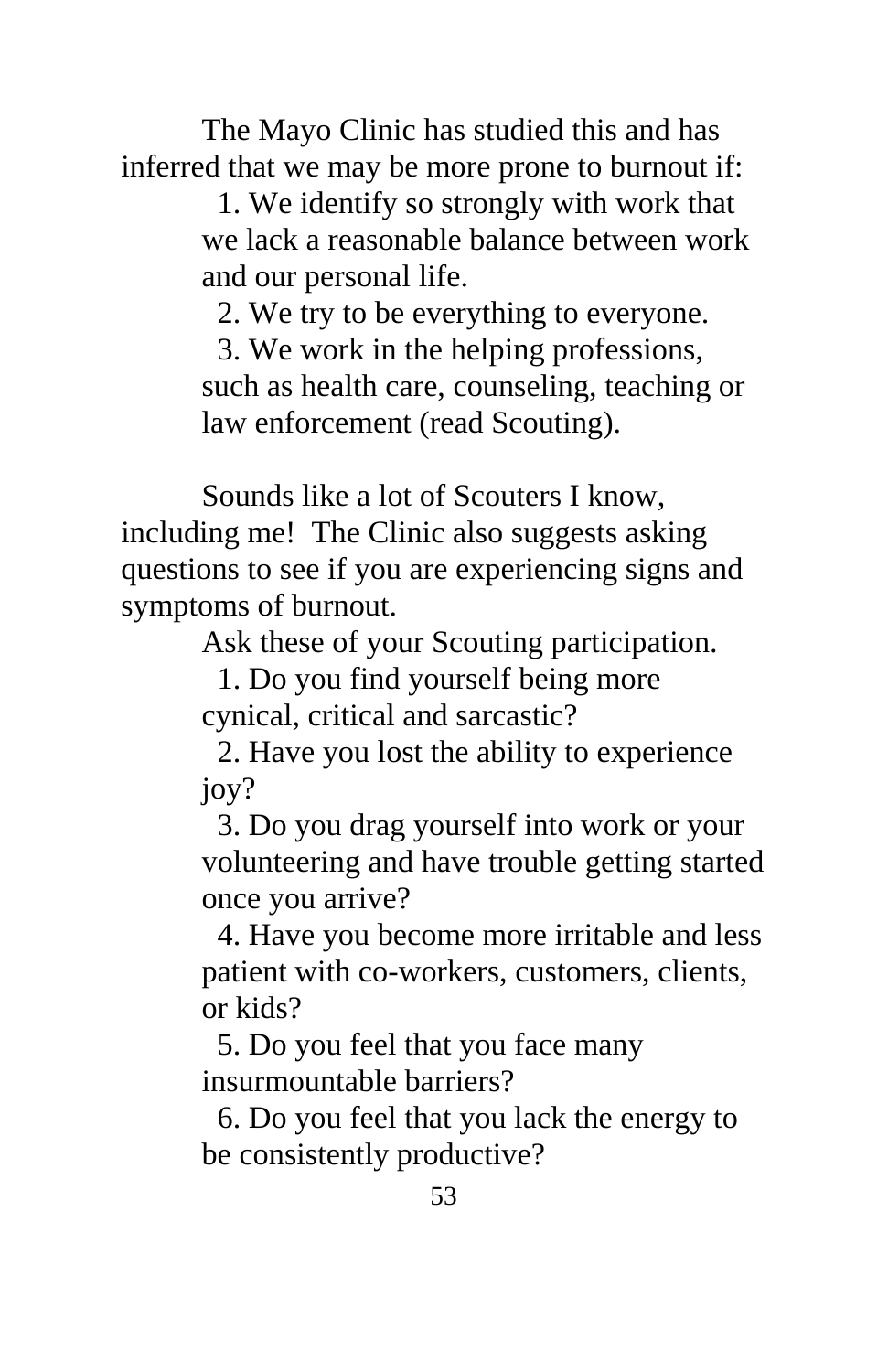The Mayo Clinic has studied this and has inferred that we may be more prone to burnout if:

1. We identify so strongly with work that we lack a reasonable balance between work and our personal life.
2. We try to be everything to everyone.
3. We work in the helping professions, such as health care, counseling, teaching or law enforcement (read Scouting).

Sounds like a lot of Scouters I know, including me! The Clinic also suggests asking questions to see if you are experiencing signs and symptoms of burnout.

Ask these of your Scouting participation.

1. Do you find yourself being more cynical, critical and sarcastic?
2. Have you lost the ability to experience joy?
3. Do you drag yourself into work or your volunteering and have trouble getting started once you arrive?
4. Have you become more irritable and less patient with co-workers, customers, clients, or kids?
5. Do you feel that you face many insurmountable barriers?
6. Do you feel that you lack the energy to be consistently productive?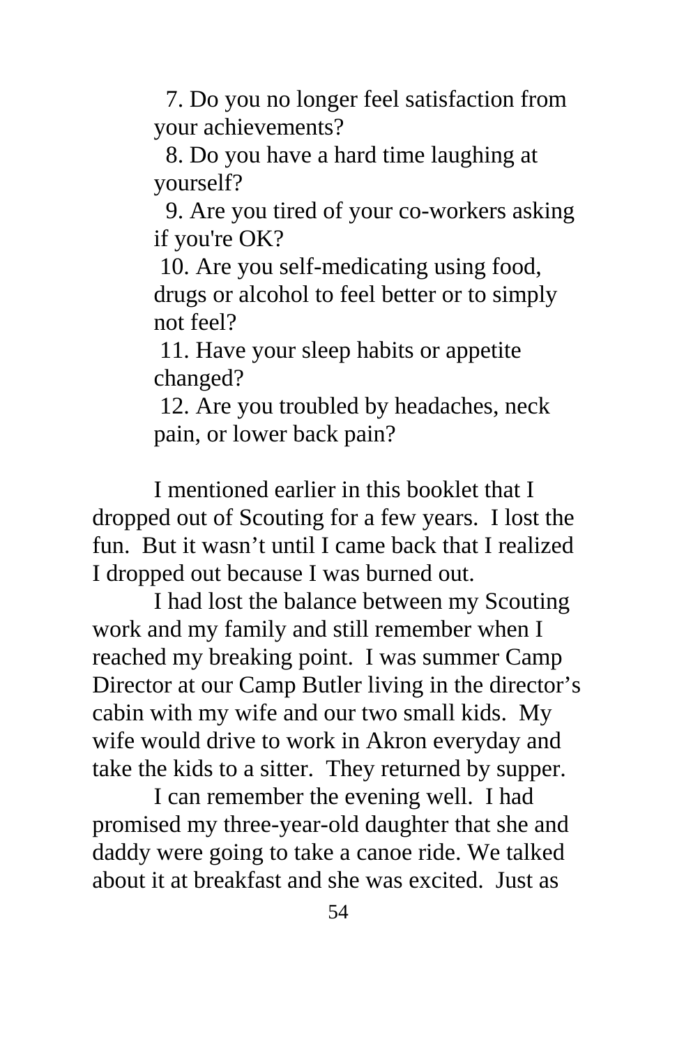7. Do you no longer feel satisfaction from your achievements?
8. Do you have a hard time laughing at yourself?
9. Are you tired of your co-workers asking if you're OK?
10. Are you self-medicating using food, drugs or alcohol to feel better or to simply not feel?
11. Have your sleep habits or appetite changed?
12. Are you troubled by headaches, neck pain, or lower back pain?

I mentioned earlier in this booklet that I dropped out of Scouting for a few years. I lost the fun. But it wasn't until I came back that I realized I dropped out because I was burned out.

I had lost the balance between my Scouting work and my family and still remember when I reached my breaking point. I was summer Camp Director at our Camp Butler living in the director's cabin with my wife and our two small kids. My wife would drive to work in Akron everyday and take the kids to a sitter. They returned by supper.

I can remember the evening well. I had promised my three-year-old daughter that she and daddy were going to take a canoe ride. We talked about it at breakfast and she was excited. Just as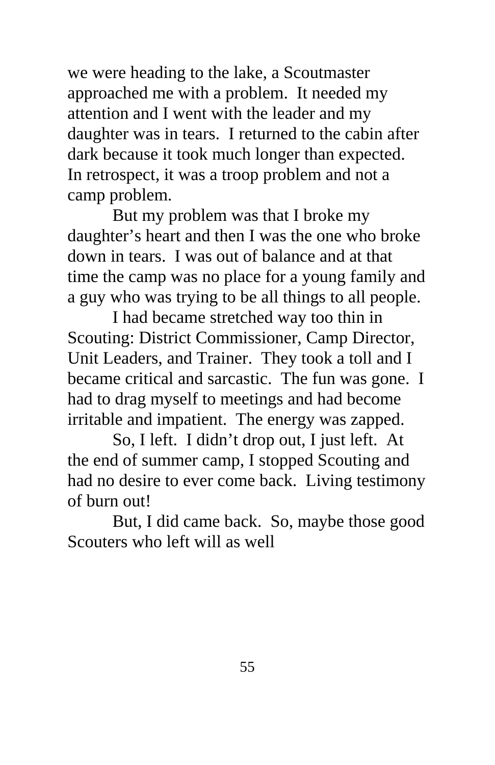we were heading to the lake, a Scoutmaster approached me with a problem. It needed my attention and I went with the leader and my daughter was in tears. I returned to the cabin after dark because it took much longer than expected. In retrospect, it was a troop problem and not a camp problem.

But my problem was that I broke my daughter's heart and then I was the one who broke down in tears. I was out of balance and at that time the camp was no place for a young family and a guy who was trying to be all things to all people.

I had became stretched way too thin in Scouting: District Commissioner, Camp Director, Unit Leaders, and Trainer. They took a toll and I became critical and sarcastic. The fun was gone. I had to drag myself to meetings and had become irritable and impatient. The energy was zapped.

So, I left. I didn't drop out, I just left. At the end of summer camp, I stopped Scouting and had no desire to ever come back. Living testimony of burn out!

But, I did came back. So, maybe those good Scouters who left will as well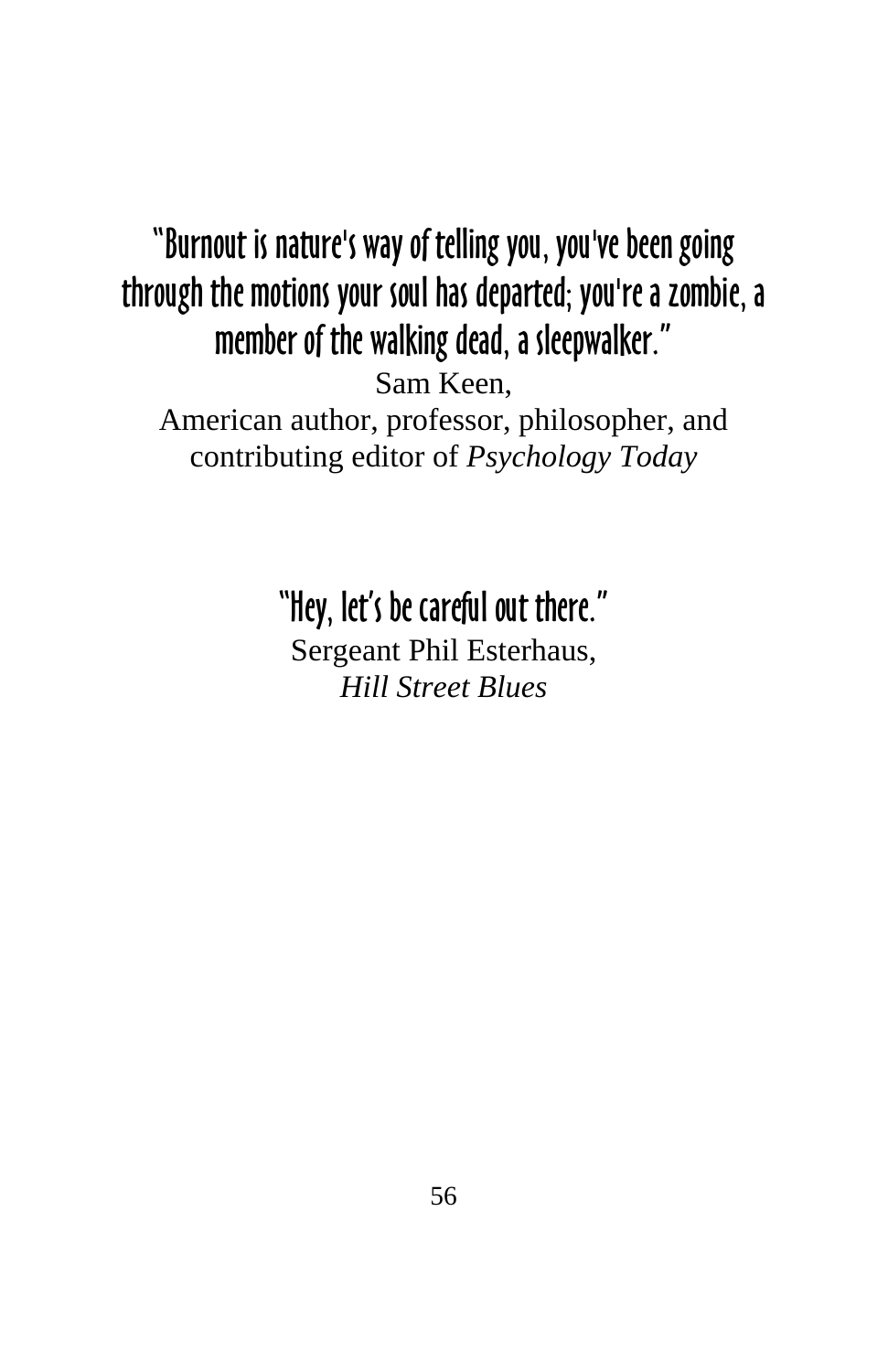**"Burnout is nature's way of telling you, you've been going through the motions your soul has departed; you're a zombie, a member of the walking dead, a sleepwalker."**

Sam Keen,
American author, professor, philosopher, and contributing editor of *Psychology Today*

**"Hey, let's be careful out there."**

Sergeant Phil Esterhaus,
*Hill Street Blues*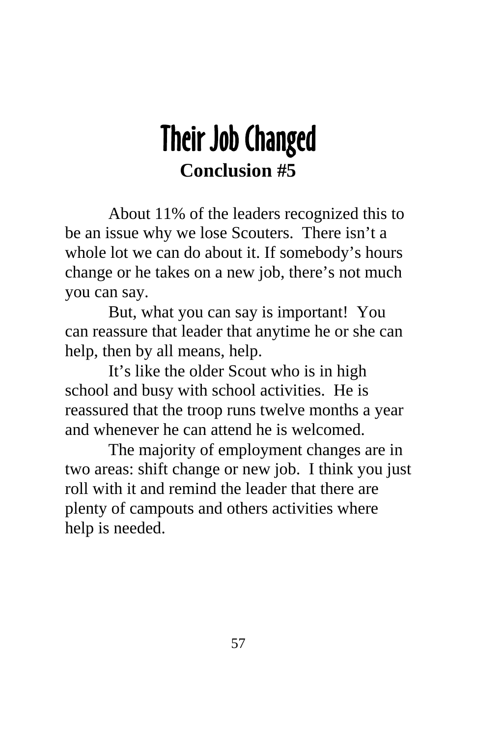# Their Job Changed

## Conclusion #5

About 11% of the leaders recognized this to be an issue why we lose Scouters. There isn't a whole lot we can do about it. If somebody's hours change or he takes on a new job, there's not much you can say.

But, what you can say is important! You can reassure that leader that anytime he or she can help, then by all means, help.

It's like the older Scout who is in high school and busy with school activities. He is reassured that the troop runs twelve months a year and whenever he can attend he is welcomed.

The majority of employment changes are in two areas: shift change or new job. I think you just roll with it and remind the leader that there are plenty of campouts and others activities where help is needed.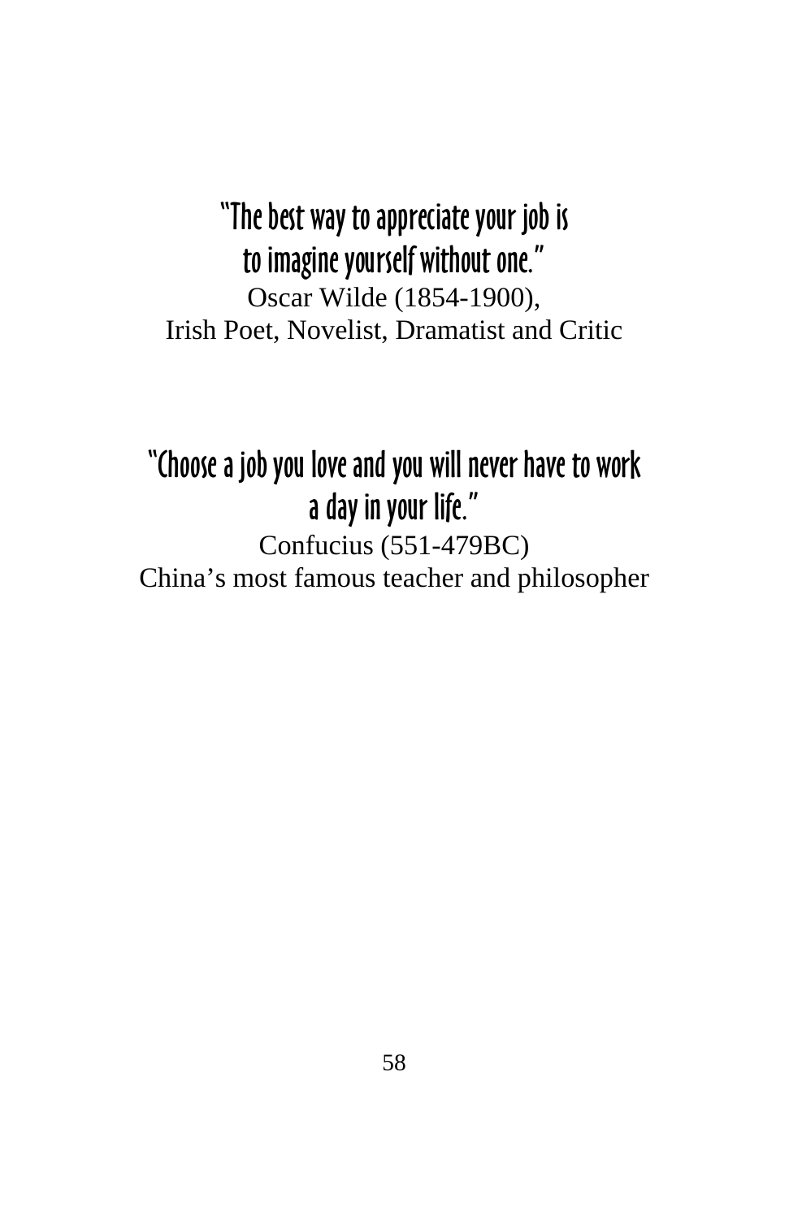**"The best way to appreciate your job is to imagine yourself without one."**

Oscar Wilde (1854-1900),
Irish Poet, Novelist, Dramatist and Critic

**"Choose a job you love and you will never have to work a day in your life."**

Confucius (551-479BC)
China's most famous teacher and philosopher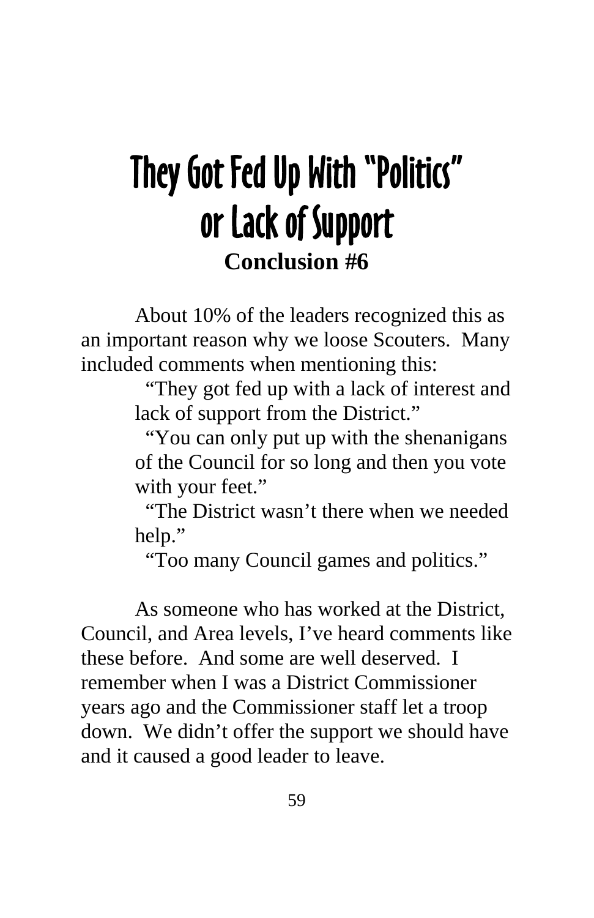# They Got Fed Up With "Politics" or Lack of Support

**Conclusion #6**

About 10% of the leaders recognized this as an important reason why we loose Scouters. Many included comments when mentioning this:

> "They got fed up with a lack of interest and lack of support from the District."
>
> "You can only put up with the shenanigans of the Council for so long and then you vote with your feet."
>
> "The District wasn't there when we needed help."
>
> "Too many Council games and politics."

As someone who has worked at the District, Council, and Area levels, I've heard comments like these before. And some are well deserved. I remember when I was a District Commissioner years ago and the Commissioner staff let a troop down. We didn't offer the support we should have and it caused a good leader to leave.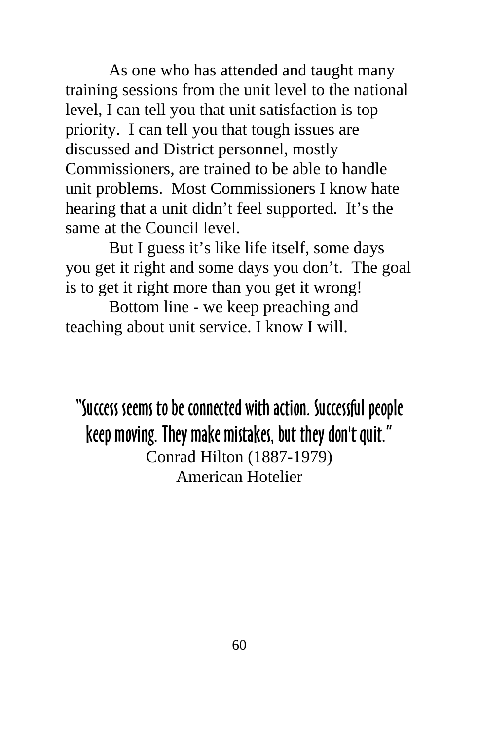As one who has attended and taught many training sessions from the unit level to the national level, I can tell you that unit satisfaction is top priority. I can tell you that tough issues are discussed and District personnel, mostly Commissioners, are trained to be able to handle unit problems. Most Commissioners I know hate hearing that a unit didn't feel supported. It's the same at the Council level.

But I guess it's like life itself, some days you get it right and some days you don't. The goal is to get it right more than you get it wrong!

Bottom line - we keep preaching and teaching about unit service. I know I will.

"Success seems to be connected with action. Successful people keep moving. They make mistakes, but they don't quit."

Conrad Hilton (1887-1979)
American Hotelier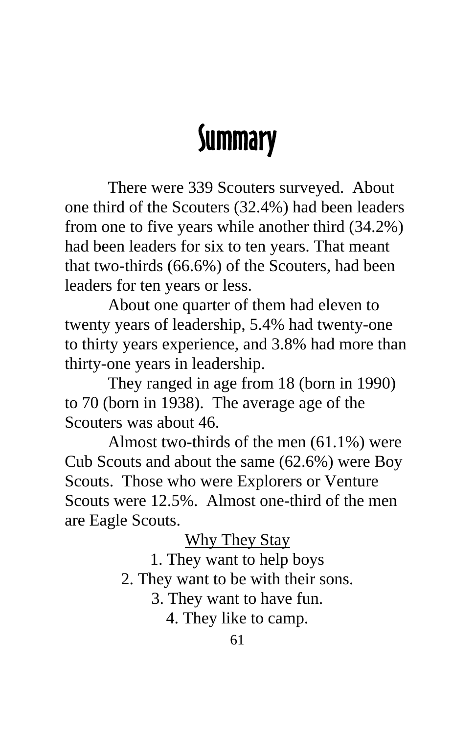# Summary

There were 339 Scouters surveyed. About one third of the Scouters (32.4%) had been leaders from one to five years while another third (34.2%) had been leaders for six to ten years. That meant that two-thirds (66.6%) of the Scouters, had been leaders for ten years or less.

About one quarter of them had eleven to twenty years of leadership, 5.4% had twenty-one to thirty years experience, and 3.8% had more than thirty-one years in leadership.

They ranged in age from 18 (born in 1990) to 70 (born in 1938). The average age of the Scouters was about 46.

Almost two-thirds of the men (61.1%) were Cub Scouts and about the same (62.6%) were Boy Scouts. Those who were Explorers or Venture Scouts were 12.5%. Almost one-third of the men are Eagle Scouts.

<u>Why They Stay</u>

1. They want to help boys
2. They want to be with their sons.
3. They want to have fun.
4. They like to camp.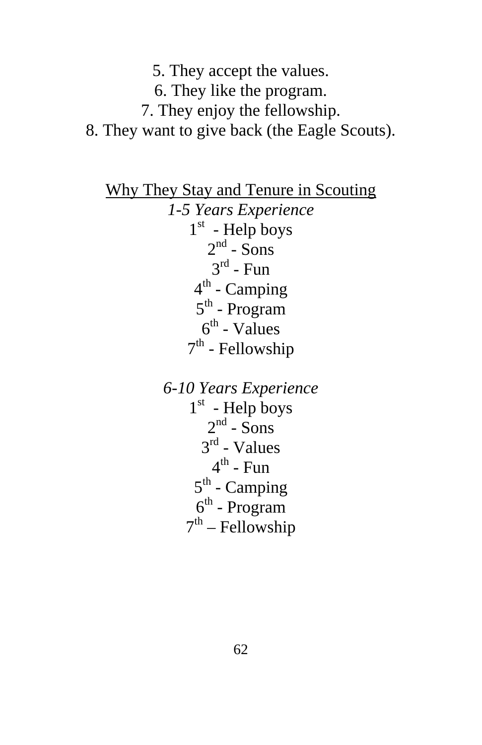5. They accept the values.
6. They like the program.
7. They enjoy the fellowship.
8. They want to give back (the Eagle Scouts).

<u>Why They Stay and Tenure in Scouting</u>

*1-5 Years Experience*

1st - Help boys
2nd - Sons
3rd - Fun
4th - Camping
5th - Program
6th - Values
7th - Fellowship

*6-10 Years Experience*

1st - Help boys
2nd - Sons
3rd - Values
4th - Fun
5th - Camping
6th - Program
7th – Fellowship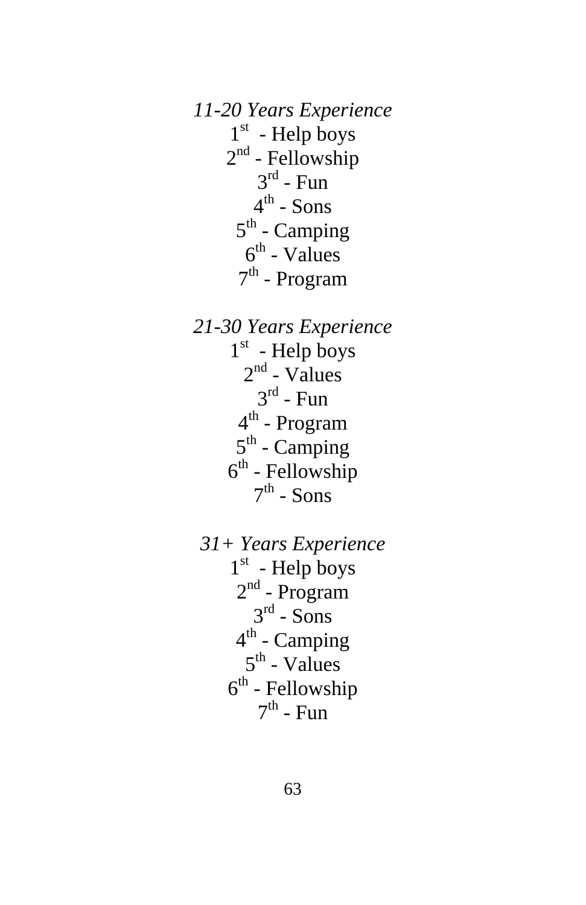*11-20 Years Experience*

1st - Help boys
2nd - Fellowship
3rd - Fun
4th - Sons
5th - Camping
6th - Values
7th - Program

*21-30 Years Experience*

1st - Help boys
2nd - Values
3rd - Fun
4th - Program
5th - Camping
6th - Fellowship
7th - Sons

*31+ Years Experience*

1st - Help boys
2nd - Program
3rd - Sons
4th - Camping
5th - Values
6th - Fellowship
7th - Fun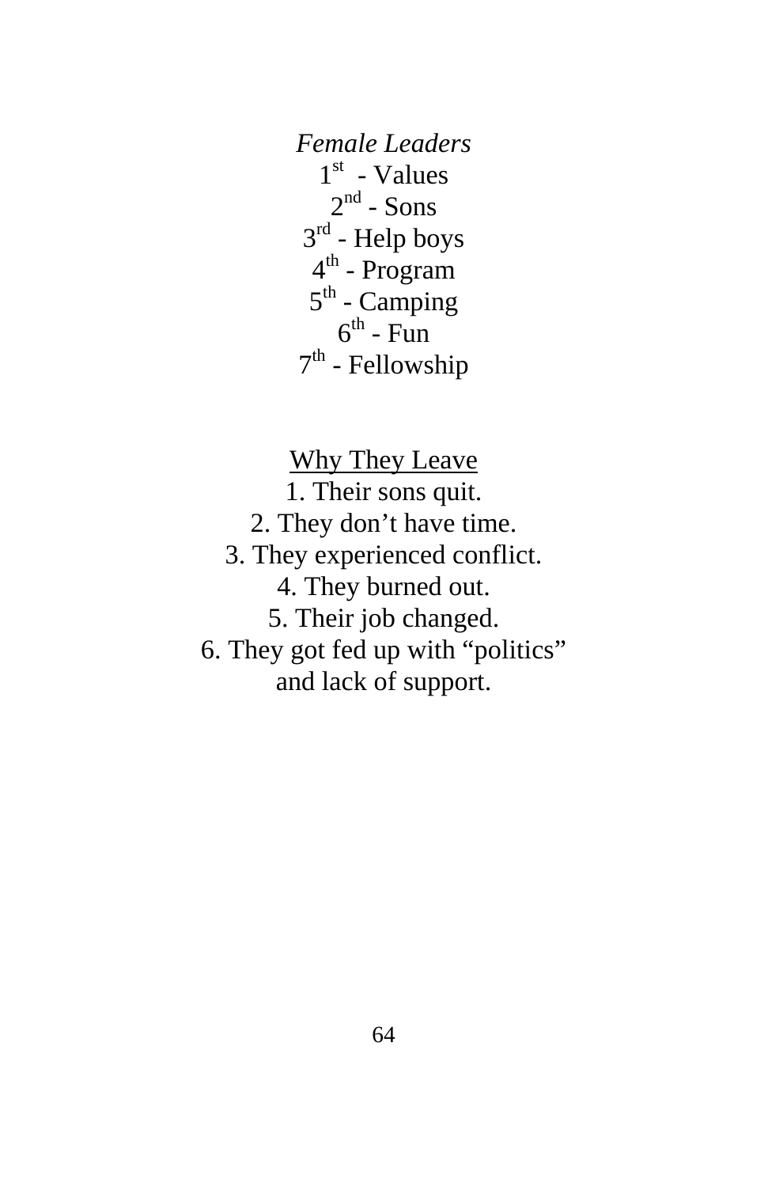*Female Leaders*

1st - Values
2nd - Sons
3rd - Help boys
4th - Program
5th - Camping
6th - Fun
7th - Fellowship

<u>Why They Leave</u>

1. Their sons quit.
2. They don't have time.
3. They experienced conflict.
4. They burned out.
5. Their job changed.
6. They got fed up with "politics" and lack of support.